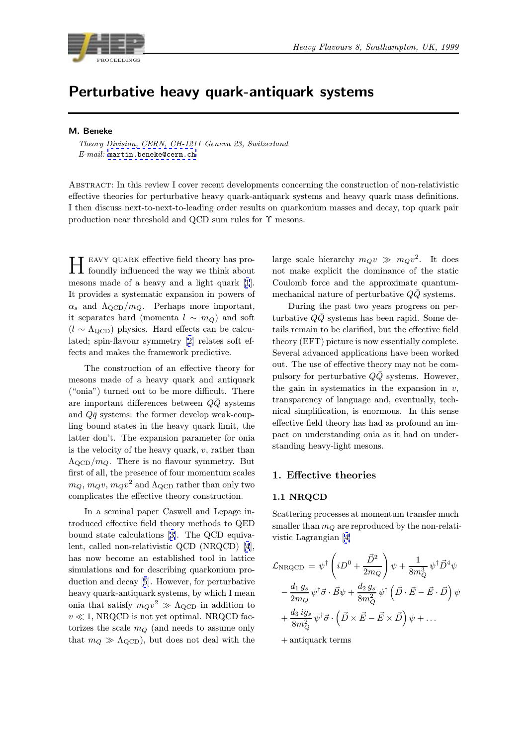# Perturbative heavy quark-antiquark systems

**M. Beneke**

*Theory Division, CERN, CH-1211 Geneva 23, Switzerland*
*E-mail:* martin.beneke@cern.ch

Abstract: In this review I cover recent developments concerning the construction of non-relativistic effective theories for perturbative heavy quark-antiquark systems and heavy quark mass definitions. I then discuss next-to-next-to-leading order results on quarkonium masses and decay, top quark pair production near threshold and QCD sum rules for $\Upsilon$ mesons.

Heavy quark effective field theory has profoundly influenced the way we think about mesons made of a heavy and a light quark [1]. It provides a systematic expansion in powers of $\alpha_s$ and $\Lambda_{\rm QCD}/m_Q$. Perhaps more important, it separates hard (momenta $l \sim m_Q$) and soft ($l \sim \Lambda_{\rm QCD}$) physics. Hard effects can be calculated; spin-flavour symmetry [2] relates soft effects and makes the framework predictive.

The construction of an effective theory for mesons made of a heavy quark and antiquark ("onia") turned out to be more difficult. There are important differences between $Q\bar{Q}$ systems and $Q\bar{q}$ systems: the former develop weak-coupling bound states in the heavy quark limit, the latter don't. The expansion parameter for onia is the velocity of the heavy quark, $v$, rather than $\Lambda_{\rm QCD}/m_Q$. There is no flavour symmetry. But first of all, the presence of four momentum scales $m_Q$, $m_Q v$, $m_Q v^2$ and $\Lambda_{\rm QCD}$ rather than only two complicates the effective theory construction.

In a seminal paper Caswell and Lepage introduced effective field theory methods to QED bound state calculations [3]. The QCD equivalent, called non-relativistic QCD (NRQCD) [4], has now become an established tool in lattice simulations and for describing quarkonium production and decay [5]. However, for perturbative heavy quark-antiquark systems, by which I mean onia that satisfy $m_Q v^2 \gg \Lambda_{\rm QCD}$ in addition to $v \ll 1$, NRQCD is not yet optimal. NRQCD factorizes the scale $m_Q$ (and needs to assume only that $m_Q \gg \Lambda_{\rm QCD}$), but does not deal with the large scale hierarchy $m_Q v \gg m_Q v^2$. It does not make explicit the dominance of the static Coulomb force and the approximate quantum-mechanical nature of perturbative $Q\bar{Q}$ systems.

During the past two years progress on perturbative $Q\bar{Q}$ systems has been rapid. Some details remain to be clarified, but the effective field theory (EFT) picture is now essentially complete. Several advanced applications have been worked out. The use of effective theory may not be compulsory for perturbative $Q\bar{Q}$ systems. However, the gain in systematics in the expansion in $v$, transparency of language and, eventually, technical simplification, is enormous. In this sense effective field theory has had as profound an impact on understanding onia as it had on understanding heavy-light mesons.

## 1. Effective theories

### 1.1 NRQCD

Scattering processes at momentum transfer much smaller than $m_Q$ are reproduced by the non-relativistic Lagrangian [4]

$$
\begin{aligned}
\mathcal{L}_{\rm NRQCD} &= \psi^\dagger \left( iD^0 + \frac{\vec{D}^2}{2m_Q} \right) \psi + \frac{1}{8m_Q^3}\,\psi^\dagger \vec{D}^4 \psi \\
&- \frac{d_1\, g_s}{2m_Q}\,\psi^\dagger \vec{\sigma}\cdot\vec{B}\psi + \frac{d_2\, g_s}{8m_Q^2}\,\psi^\dagger \left(\vec{D}\cdot\vec{E} - \vec{E}\cdot\vec{D}\right)\psi \\
&+ \frac{d_3\, i g_s}{8m_Q^2}\,\psi^\dagger \vec{\sigma}\cdot\left(\vec{D}\times\vec{E} - \vec{E}\times\vec{D}\right)\psi + \ldots \\
&+ \text{antiquark terms}
\end{aligned}
$$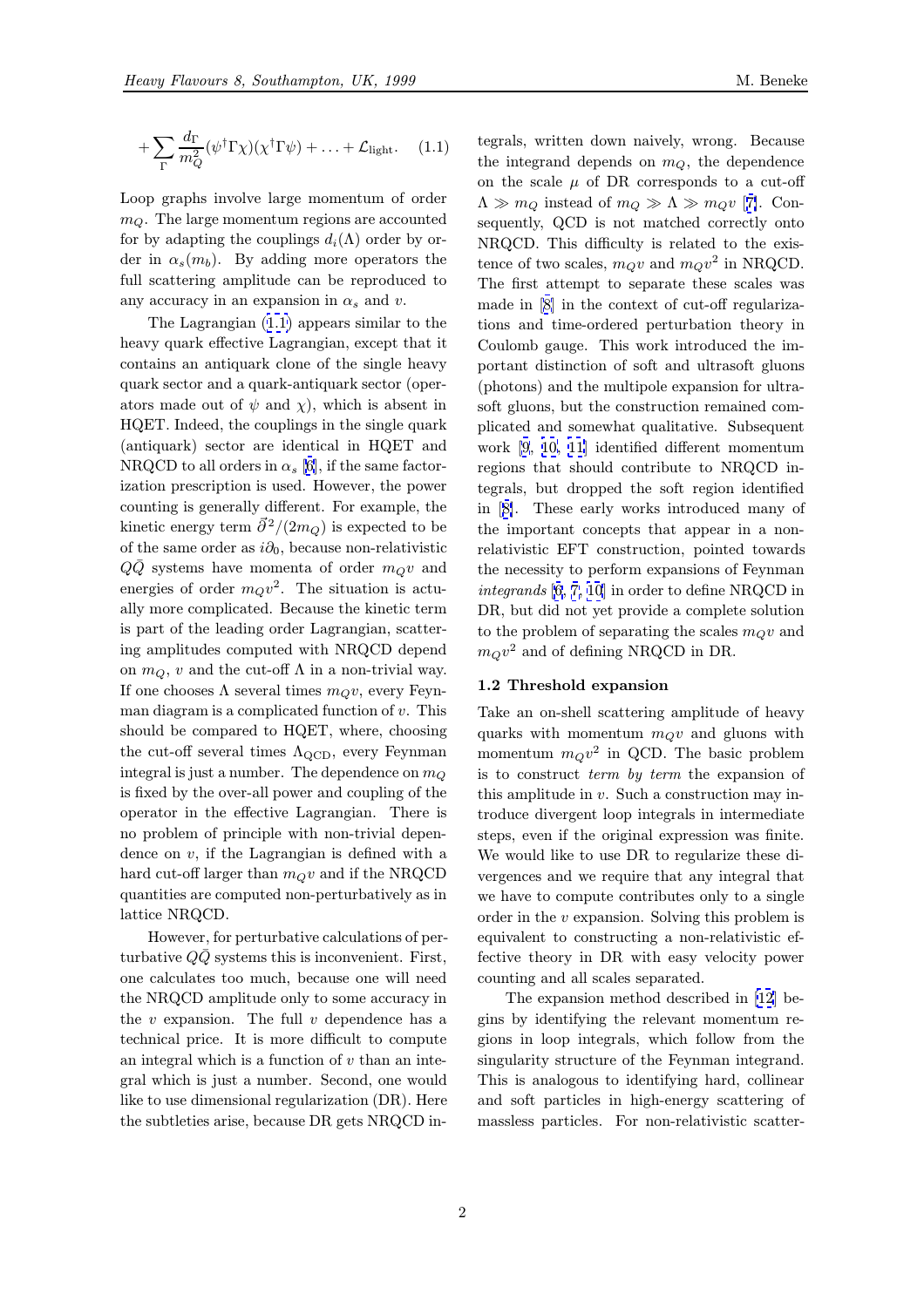$$+\sum_\Gamma \frac{d_\Gamma}{m_Q^2}(\psi^\dagger\Gamma\chi)(\chi^\dagger\Gamma\psi) + \ldots + \mathcal{L}_{\rm light}. \quad (1.1)$$

Loop graphs involve large momentum of order $m_Q$. The large momentum regions are accounted for by adapting the couplings $d_i(\Lambda)$ order by order in $\alpha_s(m_b)$. By adding more operators the full scattering amplitude can be reproduced to any accuracy in an expansion in $\alpha_s$ and $v$.

The Lagrangian (1.1) appears similar to the heavy quark effective Lagrangian, except that it contains an antiquark clone of the single heavy quark sector and a quark-antiquark sector (operators made out of $\psi$ and $\chi$), which is absent in HQET. Indeed, the couplings in the single quark (antiquark) sector are identical in HQET and NRQCD to all orders in $\alpha_s$ [6], if the same factorization prescription is used. However, the power counting is generally different. For example, the kinetic energy term $\vec{\partial}^2/(2m_Q)$ is expected to be of the same order as $i\partial_0$, because non-relativistic $Q\bar{Q}$ systems have momenta of order $m_Q v$ and energies of order $m_Q v^2$. The situation is actually more complicated. Because the kinetic term is part of the leading order Lagrangian, scattering amplitudes computed with NRQCD depend on $m_Q$, $v$ and the cut-off $\Lambda$ in a non-trivial way. If one chooses $\Lambda$ several times $m_Q v$, every Feynman diagram is a complicated function of $v$. This should be compared to HQET, where, choosing the cut-off several times $\Lambda_{\rm QCD}$, every Feynman integral is just a number. The dependence on $m_Q$ is fixed by the over-all power and coupling of the operator in the effective Lagrangian. There is no problem of principle with non-trivial dependence on $v$, if the Lagrangian is defined with a hard cut-off larger than $m_Q v$ and if the NRQCD quantities are computed non-perturbatively as in lattice NRQCD.

However, for perturbative calculations of perturbative $Q\bar{Q}$ systems this is inconvenient. First, one calculates too much, because one will need the NRQCD amplitude only to some accuracy in the $v$ expansion. The full $v$ dependence has a technical price. It is more difficult to compute an integral which is a function of $v$ than an integral which is just a number. Second, one would like to use dimensional regularization (DR). Here the subtleties arise, because DR gets NRQCD integrals, written down naively, wrong. Because the integrand depends on $m_Q$, the dependence on the scale $\mu$ of DR corresponds to a cut-off $\Lambda \gg m_Q$ instead of $m_Q \gg \Lambda \gg m_Q v$ [7]. Consequently, QCD is not matched correctly onto NRQCD. This difficulty is related to the existence of two scales, $m_Q v$ and $m_Q v^2$ in NRQCD. The first attempt to separate these scales was made in [8] in the context of cut-off regularizations and time-ordered perturbation theory in Coulomb gauge. This work introduced the important distinction of soft and ultrasoft gluons (photons) and the multipole expansion for ultrasoft gluons, but the construction remained complicated and somewhat qualitative. Subsequent work [9, 10, 11] identified different momentum regions that should contribute to NRQCD integrals, but dropped the soft region identified in [8]. These early works introduced many of the important concepts that appear in a non-relativistic EFT construction, pointed towards the necessity to perform expansions of Feynman *integrands* [6, 7, 10] in order to define NRQCD in DR, but did not yet provide a complete solution to the problem of separating the scales $m_Q v$ and $m_Q v^2$ and of defining NRQCD in DR.

### 1.2 Threshold expansion

Take an on-shell scattering amplitude of heavy quarks with momentum $m_Q v$ and gluons with momentum $m_Q v^2$ in QCD. The basic problem is to construct *term by term* the expansion of this amplitude in $v$. Such a construction may introduce divergent loop integrals in intermediate steps, even if the original expression was finite. We would like to use DR to regularize these divergences and we require that any integral that we have to compute contributes only to a single order in the $v$ expansion. Solving this problem is equivalent to constructing a non-relativistic effective theory in DR with easy velocity power counting and all scales separated.

The expansion method described in [12] begins by identifying the relevant momentum regions in loop integrals, which follow from the singularity structure of the Feynman integrand. This is analogous to identifying hard, collinear and soft particles in high-energy scattering of massless particles. For non-relativistic scatter-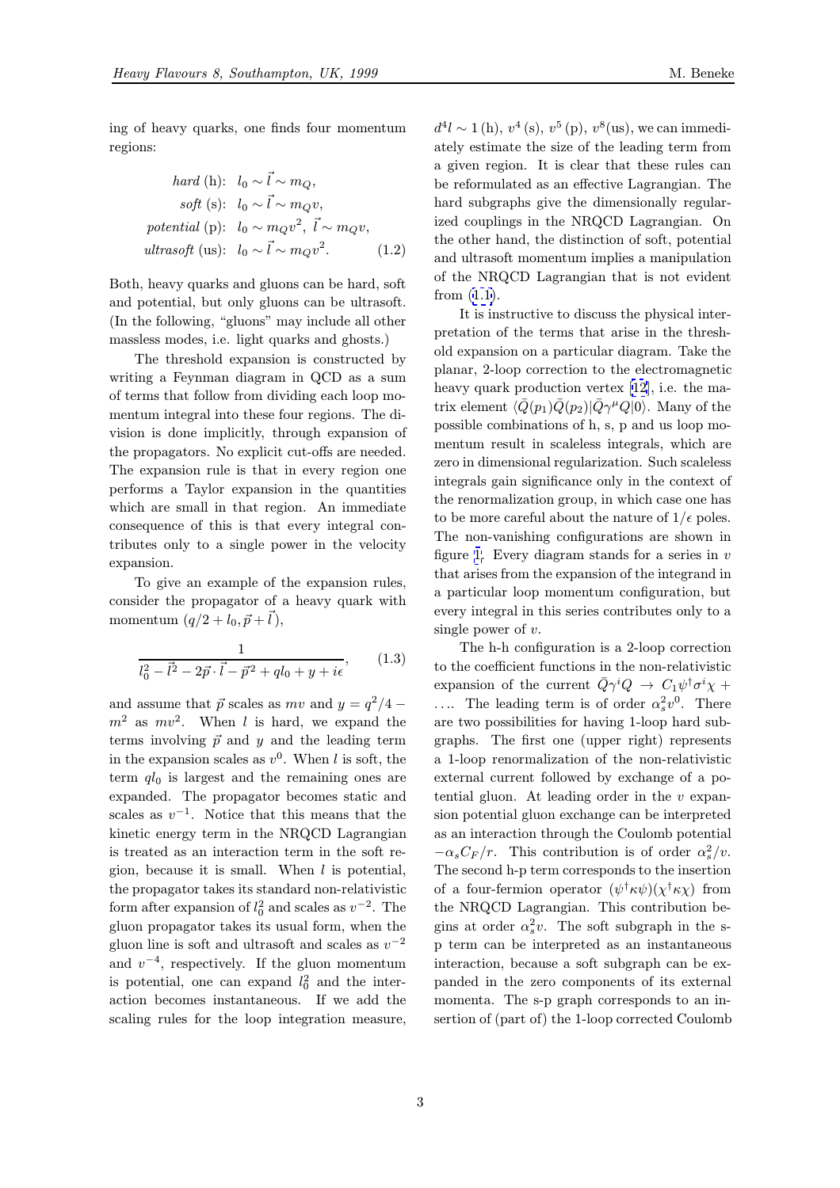ing of heavy quarks, one finds four momentum regions:

$$\begin{aligned}
&\textit{hard}\text{ (h)}: \;\; l_0 \sim \vec{l} \sim m_Q, \\
&\textit{soft}\text{ (s)}: \;\; l_0 \sim \vec{l} \sim m_Q v, \\
&\textit{potential}\text{ (p)}: \;\; l_0 \sim m_Q v^2, \; \vec{l} \sim m_Q v, \\
&\textit{ultrasoft}\text{ (us)}: \;\; l_0 \sim \vec{l} \sim m_Q v^2.
\end{aligned} \tag{1.2}$$

Both, heavy quarks and gluons can be hard, soft and potential, but only gluons can be ultrasoft. (In the following, "gluons" may include all other massless modes, i.e. light quarks and ghosts.)

The threshold expansion is constructed by writing a Feynman diagram in QCD as a sum of terms that follow from dividing each loop momentum integral into these four regions. The division is done implicitly, through expansion of the propagators. No explicit cut-offs are needed. The expansion rule is that in every region one performs a Taylor expansion in the quantities which are small in that region. An immediate consequence of this is that every integral contributes only to a single power in the velocity expansion.

To give an example of the expansion rules, consider the propagator of a heavy quark with momentum $(q/2 + l_0, \vec{p} + \vec{l})$,

$$\frac{1}{l_0^2 - \vec{l}^2 - 2\vec{p}\cdot\vec{l} - \vec{p}^2 + q l_0 + y + i\epsilon}, \tag{1.3}$$

and assume that $\vec{p}$ scales as $mv$ and $y = q^2/4 - m^2$ as $mv^2$. When $l$ is hard, we expand the terms involving $\vec{p}$ and $y$ and the leading term in the expansion scales as $v^0$. When $l$ is soft, the term $q l_0$ is largest and the remaining ones are expanded. The propagator becomes static and scales as $v^{-1}$. Notice that this means that the kinetic energy term in the NRQCD Lagrangian is treated as an interaction term in the soft region, because it is small. When $l$ is potential, the propagator takes its standard non-relativistic form after expansion of $l_0^2$ and scales as $v^{-2}$. The gluon propagator takes its usual form, when the gluon line is soft and ultrasoft and scales as $v^{-2}$ and $v^{-4}$, respectively. If the gluon momentum is potential, one can expand $l_0^2$ and the interaction becomes instantaneous. If we add the scaling rules for the loop integration measure, $d^4 l \sim 1$ (h), $v^4$ (s), $v^5$ (p), $v^8$(us), we can immediately estimate the size of the leading term from a given region. It is clear that these rules can be reformulated as an effective Lagrangian. The hard subgraphs give the dimensionally regularized couplings in the NRQCD Lagrangian. On the other hand, the distinction of soft, potential and ultrasoft momentum implies a manipulation of the NRQCD Lagrangian that is not evident from (1.1).

It is instructive to discuss the physical interpretation of the terms that arise in the threshold expansion on a particular diagram. Take the planar, 2-loop correction to the electromagnetic heavy quark production vertex [12], i.e. the matrix element $\langle \bar{Q}(p_1)\bar{Q}(p_2)|\bar{Q}\gamma^\mu Q|0\rangle$. Many of the possible combinations of h, s, p and us loop momentum result in scaleless integrals, which are zero in dimensional regularization. Such scaleless integrals gain significance only in the context of the renormalization group, in which case one has to be more careful about the nature of $1/\epsilon$ poles. The non-vanishing configurations are shown in figure 1. Every diagram stands for a series in $v$ that arises from the expansion of the integrand in a particular loop momentum configuration, but every integral in this series contributes only to a single power of $v$.

The h-h configuration is a 2-loop correction to the coefficient functions in the non-relativistic expansion of the current $\bar{Q}\gamma^i Q \to C_1 \psi^\dagger \sigma^i \chi + \ldots$. The leading term is of order $\alpha_s^2 v^0$. There are two possibilities for having 1-loop hard subgraphs. The first one (upper right) represents a 1-loop renormalization of the non-relativistic external current followed by exchange of a potential gluon. At leading order in the $v$ expansion potential gluon exchange can be interpreted as an interaction through the Coulomb potential $-\alpha_s C_F/r$. This contribution is of order $\alpha_s^2/v$. The second h-p term corresponds to the insertion of a four-fermion operator $(\psi^\dagger\kappa\psi)(\chi^\dagger\kappa\chi)$ from the NRQCD Lagrangian. This contribution begins at order $\alpha_s^2 v$. The soft subgraph in the s-p term can be interpreted as an instantaneous interaction, because a soft subgraph can be expanded in the zero components of its external momenta. The s-p graph corresponds to an insertion of (part of) the 1-loop corrected Coulomb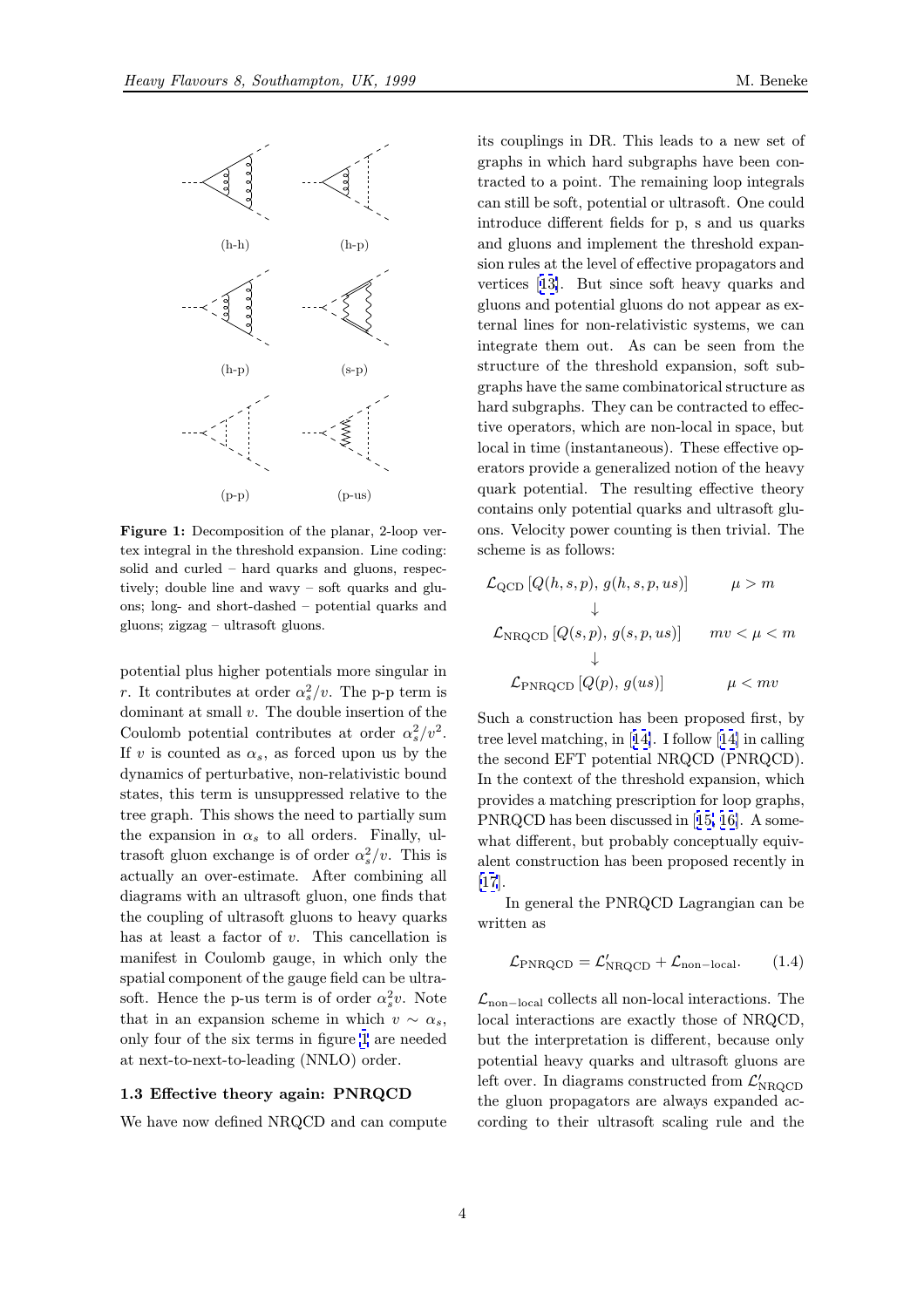(h-h) (h-p)

(h-p) (s-p)

(p-p) (p-us)

**Figure 1:** Decomposition of the planar, 2-loop vertex integral in the threshold expansion. Line coding: solid and curled – hard quarks and gluons, respectively; double line and wavy – soft quarks and gluons; long- and short-dashed – potential quarks and gluons; zigzag – ultrasoft gluons.

potential plus higher potentials more singular in $r$. It contributes at order $\alpha_s^2/v$. The p-p term is dominant at small $v$. The double insertion of the Coulomb potential contributes at order $\alpha_s^2/v^2$. If $v$ is counted as $\alpha_s$, as forced upon us by the dynamics of perturbative, non-relativistic bound states, this term is unsuppressed relative to the tree graph. This shows the need to partially sum the expansion in $\alpha_s$ to all orders. Finally, ultrasoft gluon exchange is of order $\alpha_s^2/v$. This is actually an over-estimate. After combining all diagrams with an ultrasoft gluon, one finds that the coupling of ultrasoft gluons to heavy quarks has at least a factor of $v$. This cancellation is manifest in Coulomb gauge, in which only the spatial component of the gauge field can be ultrasoft. Hence the p-us term is of order $\alpha_s^2 v$. Note that in an expansion scheme in which $v \sim \alpha_s$, only four of the six terms in figure 1 are needed at next-to-next-to-leading (NNLO) order.

### 1.3 Effective theory again: PNRQCD

We have now defined NRQCD and can compute its couplings in DR. This leads to a new set of graphs in which hard subgraphs have been contracted to a point. The remaining loop integrals can still be soft, potential or ultrasoft. One could introduce different fields for p, s and us quarks and gluons and implement the threshold expansion rules at the level of effective propagators and vertices [13]. But since soft heavy quarks and gluons and potential gluons do not appear as external lines for non-relativistic systems, we can integrate them out. As can be seen from the structure of the threshold expansion, soft subgraphs have the same combinatorical structure as hard subgraphs. They can be contracted to effective operators, which are non-local in space, but local in time (instantaneous). These effective operators provide a generalized notion of the heavy quark potential. The resulting effective theory contains only potential quarks and ultrasoft gluons. Velocity power counting is then trivial. The scheme is as follows:

$$
\begin{array}{cc}
\mathcal{L}_{\rm QCD}\,[Q(h,s,p),\,g(h,s,p,us)] & \mu > m \\
\downarrow & \\
\mathcal{L}_{\rm NRQCD}\,[Q(s,p),\,g(s,p,us)] & mv < \mu < m \\
\downarrow & \\
\mathcal{L}_{\rm PNRQCD}\,[Q(p),\,g(us)] & \mu < mv
\end{array}
$$

Such a construction has been proposed first, by tree level matching, in [14]. I follow [14] in calling the second EFT potential NRQCD (PNRQCD). In the context of the threshold expansion, which provides a matching prescription for loop graphs, PNRQCD has been discussed in [15, 16]. A somewhat different, but probably conceptually equivalent construction has been proposed recently in [17].

In general the PNRQCD Lagrangian can be written as

$$\mathcal{L}_{\rm PNRQCD} = \mathcal{L}'_{\rm NRQCD} + \mathcal{L}_{\rm non-local}. \qquad (1.4)$$

$\mathcal{L}_{\rm non-local}$ collects all non-local interactions. The local interactions are exactly those of NRQCD, but the interpretation is different, because only potential heavy quarks and ultrasoft gluons are left over. In diagrams constructed from $\mathcal{L}'_{\rm NRQCD}$ the gluon propagators are always expanded according to their ultrasoft scaling rule and the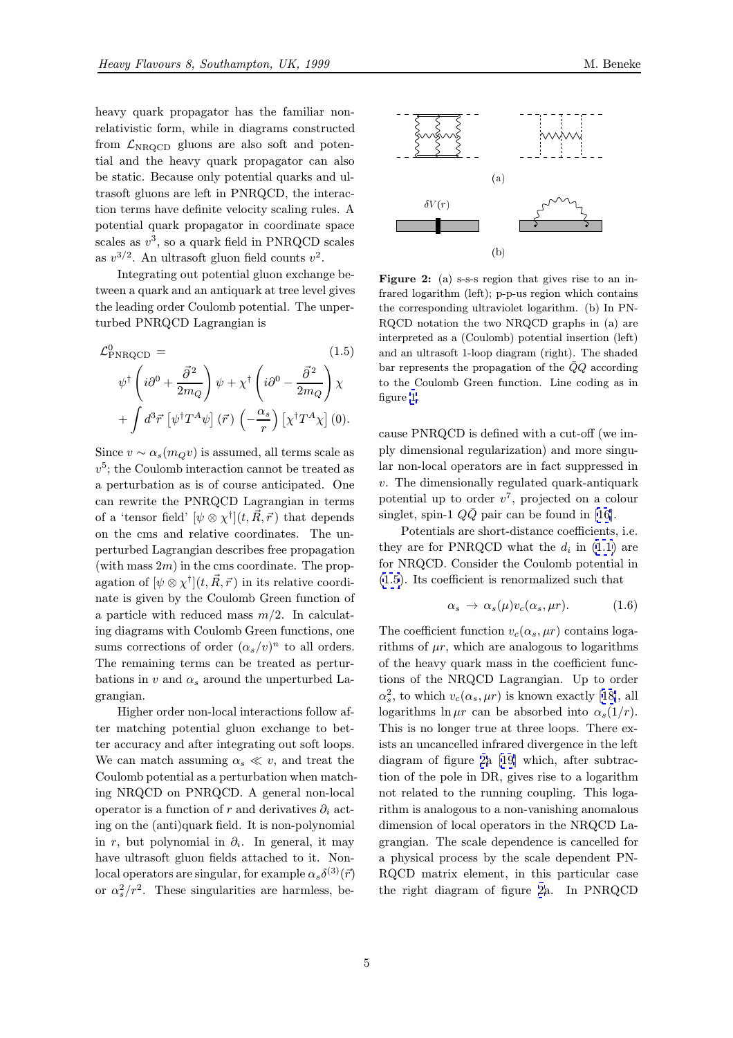heavy quark propagator has the familiar non-relativistic form, while in diagrams constructed from $\mathcal{L}_{\rm NRQCD}$ gluons are also soft and potential and the heavy quark propagator can also be static. Because only potential quarks and ultrasoft gluons are left in PNRQCD, the interaction terms have definite velocity scaling rules. A potential quark propagator in coordinate space scales as $v^3$, so a quark field in PNRQCD scales as $v^{3/2}$. An ultrasoft gluon field counts $v^2$.

Integrating out potential gluon exchange between a quark and an antiquark at tree level gives the leading order Coulomb potential. The unperturbed PNRQCD Lagrangian is

$$\mathcal{L}^0_{\rm PNRQCD} = \psi^\dagger\left(i\partial^0+\frac{\vec{\partial}^2}{2m_Q}\right)\psi+\chi^\dagger\left(i\partial^0-\frac{\vec{\partial}^2}{2m_Q}\right)\chi + \int d^3\vec{r}\,\left[\psi^\dagger T^A\psi\right](\vec{r})\left(-\frac{\alpha_s}{r}\right)\left[\chi^\dagger T^A\chi\right](0). \tag{1.5}$$

Since $v\sim\alpha_s(m_Q v)$ is assumed, all terms scale as $v^5$; the Coulomb interaction cannot be treated as a perturbation as is of course anticipated. One can rewrite the PNRQCD Lagrangian in terms of a 'tensor field' $[\psi\otimes\chi^\dagger](t,\vec{R},\vec{r})$ that depends on the cms and relative coordinates. The unperturbed Lagrangian describes free propagation (with mass $2m$) in the cms coordinate. The propagation of $[\psi\otimes\chi^\dagger](t,\vec{R},\vec{r})$ in its relative coordinate is given by the Coulomb Green function of a particle with reduced mass $m/2$. In calculating diagrams with Coulomb Green functions, one sums corrections of order $(\alpha_s/v)^n$ to all orders. The remaining terms can be treated as perturbations in $v$ and $\alpha_s$ around the unperturbed Lagrangian.

Higher order non-local interactions follow after matching potential gluon exchange to better accuracy and after integrating out soft loops. We can match assuming $\alpha_s\ll v$, and treat the Coulomb potential as a perturbation when matching NRQCD on PNRQCD. A general non-local operator is a function of $r$ and derivatives $\partial_i$ acting on the (anti)quark field. It is non-polynomial in $r$, but polynomial in $\partial_i$. In general, it may have ultrasoft gluon fields attached to it. Non-local operators are singular, for example $\alpha_s\delta^{(3)}(\vec{r})$ or $\alpha_s^2/r^2$. These singularities are harmless, because PNRQCD is defined with a cut-off (we imply dimensional regularization) and more singular non-local operators are in fact suppressed in $v$. The dimensionally regulated quark-antiquark potential up to order $v^7$, projected on a colour singlet, spin-1 $Q\bar{Q}$ pair can be found in [16].

Figure 2: (a) s-s-s region that gives rise to an infrared logarithm (left); p-p-us region which contains the corresponding ultraviolet logarithm. (b) In PNRQCD notation the two NRQCD graphs in (a) are interpreted as a (Coulomb) potential insertion (left) and an ultrasoft 1-loop diagram (right). The shaded bar represents the propagation of the $\bar{Q}Q$ according to the Coulomb Green function. Line coding as in figure 1.

Potentials are short-distance coefficients, i.e. they are for PNRQCD what the $d_i$ in (1.1) are for NRQCD. Consider the Coulomb potential in (1.5). Its coefficient is renormalized such that

$$\alpha_s\;\to\;\alpha_s(\mu)v_c(\alpha_s,\mu r). \tag{1.6}$$

The coefficient function $v_c(\alpha_s,\mu r)$ contains logarithms of $\mu r$, which are analogous to logarithms of the heavy quark mass in the coefficient functions of the NRQCD Lagrangian. Up to order $\alpha_s^2$, to which $v_c(\alpha_s,\mu r)$ is known exactly [18], all logarithms $\ln\mu r$ can be absorbed into $\alpha_s(1/r)$. This is no longer true at three loops. There exists an uncancelled infrared divergence in the left diagram of figure 2a [19] which, after subtraction of the pole in DR, gives rise to a logarithm not related to the running coupling. This logarithm is analogous to a non-vanishing anomalous dimension of local operators in the NRQCD Lagrangian. The scale dependence is cancelled for a physical process by the scale dependent PNRQCD matrix element, in this particular case the right diagram of figure 2a. In PNRQCD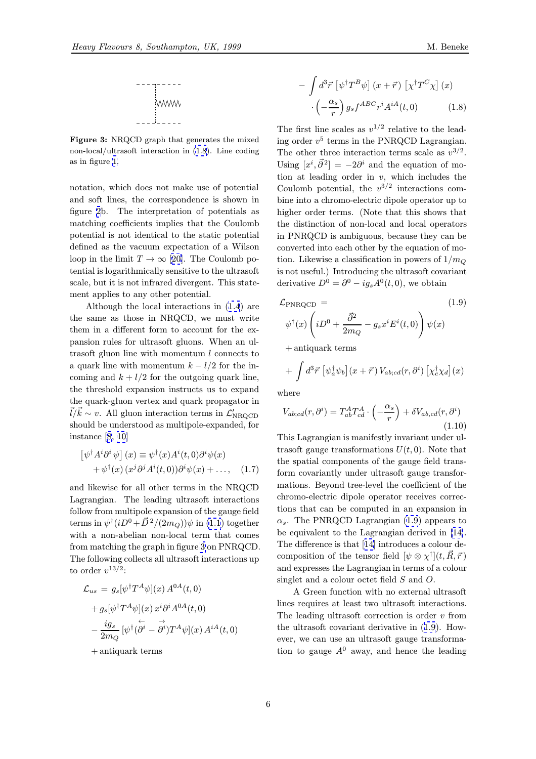**Figure 3:** NRQCD graph that generates the mixed non-local/ultrasoft interaction in (1.8). Line coding as in figure 1.

notation, which does not make use of potential and soft lines, the correspondence is shown in figure 2b. The interpretation of potentials as matching coefficients implies that the Coulomb potential is not identical to the static potential defined as the vacuum expectation of a Wilson loop in the limit $T \to \infty$ [20]. The Coulomb potential is logarithmically sensitive to the ultrasoft scale, but it is not infrared divergent. This statement applies to any other potential.

Although the local interactions in (1.4) are the same as those in NRQCD, we must write them in a different form to account for the expansion rules for ultrasoft gluons. When an ultrasoft gluon line with momentum $l$ connects to a quark line with momentum $k - l/2$ for the incoming and $k + l/2$ for the outgoing quark line, the threshold expansion instructs us to expand the quark-gluon vertex and quark propagator in $\vec{l}/\vec{k} \sim v$. All gluon interaction terms in $\mathcal{L}'_{\rm NRQCD}$ should be understood as multipole-expanded, for instance [8, 10]

$$
\left[\psi^\dagger A^i \partial^i \psi\right](x) \equiv \psi^\dagger(x) A^i(t,0) \partial^i \psi(x) + \psi^\dagger(x)\,(x^j \partial^j A^i(t,0)) \partial^i \psi(x) + \ldots, \quad (1.7)
$$

and likewise for all other terms in the NRQCD Lagrangian. The leading ultrasoft interactions follow from multipole expansion of the gauge field terms in $\psi^\dagger(iD^0 + \vec{D}^{\,2}/(2m_Q))\psi$ in (1.1) together with a non-abelian non-local term that comes from matching the graph in figure 3 on PNRQCD. The following collects all ultrasoft interactions up to order $v^{13/2}$:

$$
\begin{aligned}
\mathcal{L}_{us} \,=\, & g_s[\psi^\dagger T^A \psi](x)\, A^{0A}(t,0) \\
& + g_s[\psi^\dagger T^A \psi](x)\, x^i \partial^i A^{0A}(t,0) \\
& - \frac{i g_s}{2 m_Q}\, [\psi^\dagger (\overleftarrow{\partial^i} - \overrightarrow{\partial^i}) T^A \psi](x)\, A^{iA}(t,0) \\
& + \text{antiquark terms} \\
& - \int d^3\vec{r}\, \left[\psi^\dagger T^B \psi\right](x + \vec{r})\, \left[\chi^\dagger T^C \chi\right](x) \\
& \cdot \left(-\frac{\alpha_s}{r}\right) g_s f^{ABC} r^i A^{iA}(t,0) \qquad (1.8)
\end{aligned}
$$

The first line scales as $v^{1/2}$ relative to the leading order $v^5$ terms in the PNRQCD Lagrangian. The other three interaction terms scale as $v^{3/2}$. Using $[x^i, \vec{\partial}^{\,2}] = -2\partial^i$ and the equation of motion at leading order in $v$, which includes the Coulomb potential, the $v^{3/2}$ interactions combine into a chromo-electric dipole operator up to higher order terms. (Note that this shows that the distinction of non-local and local operators in PNRQCD is ambiguous, because they can be converted into each other by the equation of motion. Likewise a classification in powers of $1/m_Q$ is not useful.) Introducing the ultrasoft covariant derivative $D^0 = \partial^0 - i g_s A^0(t,0)$, we obtain

$$
\begin{aligned}
\mathcal{L}_{\rm PNRQCD} \,=\, & \qquad\qquad\qquad\qquad\qquad (1.9) \\
& \psi^\dagger(x) \left( i D^0 + \frac{\vec{\partial}^{\,2}}{2 m_Q} - g_s x^i E^i(t,0) \right) \psi(x) \\
& + \text{antiquark terms} \\
& + \int d^3\vec{r}\, \left[\psi^\dagger_a \psi_b\right](x + \vec{r})\, V_{ab;cd}(r, \partial^i)\, \left[\chi^\dagger_c \chi_d\right](x)
\end{aligned}
$$

where

$$
V_{ab;cd}(r, \partial^i) = T^A_{ab} T^A_{cd} \cdot \left(-\frac{\alpha_s}{r}\right) + \delta V_{ab,cd}(r, \partial^i) \qquad (1.10)
$$

This Lagrangian is manifestly invariant under ultrasoft gauge transformations $U(t,0)$. Note that the spatial components of the gauge field transform covariantly under ultrasoft gauge transformations. Beyond tree-level the coefficient of the chromo-electric dipole operator receives corrections that can be computed in an expansion in $\alpha_s$. The PNRQCD Lagrangian (1.9) appears to be equivalent to the Lagrangian derived in [14]. The difference is that [14] introduces a colour decomposition of the tensor field $[\psi \otimes \chi^\dagger](t, \vec{R}, \vec{r})$ and expresses the Lagrangian in terms of a colour singlet and a colour octet field $S$ and $O$.

A Green function with no external ultrasoft lines requires at least two ultrasoft interactions. The leading ultrasoft correction is order $v$ from the ultrasoft covariant derivative in (1.9). However, we can use an ultrasoft gauge transformation to gauge $A^0$ away, and hence the leading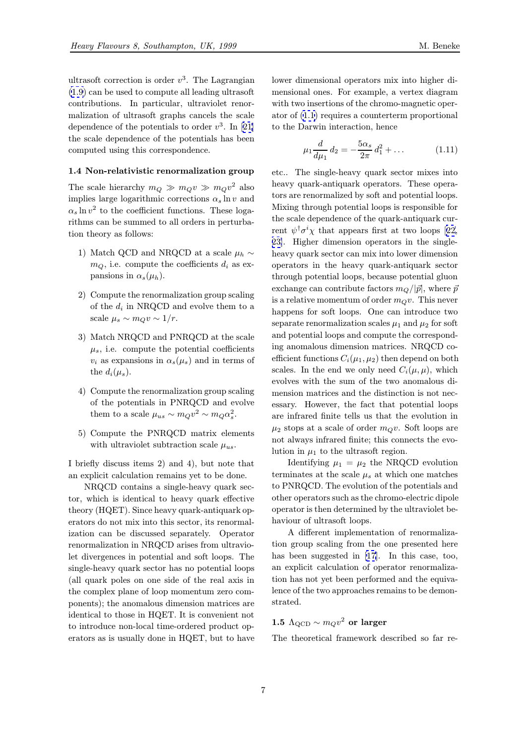ultrasoft correction is order $v^3$. The Lagrangian (1.9) can be used to compute all leading ultrasoft contributions. In particular, ultraviolet renormalization of ultrasoft graphs cancels the scale dependence of the potentials to order $v^3$. In [21] the scale dependence of the potentials has been computed using this correspondence.

### 1.4 Non-relativistic renormalization group

The scale hierarchy $m_Q \gg m_Q v \gg m_Q v^2$ also implies large logarithmic corrections $\alpha_s \ln v$ and $\alpha_s \ln v^2$ to the coefficient functions. These logarithms can be summed to all orders in perturbation theory as follows:

1) Match QCD and NRQCD at a scale $\mu_h \sim m_Q$, i.e. compute the coefficients $d_i$ as expansions in $\alpha_s(\mu_h)$.

2) Compute the renormalization group scaling of the $d_i$ in NRQCD and evolve them to a scale $\mu_s \sim m_Q v \sim 1/r$.

3) Match NRQCD and PNRQCD at the scale $\mu_s$, i.e. compute the potential coefficients $v_i$ as expansions in $\alpha_s(\mu_s)$ and in terms of the $d_i(\mu_s)$.

4) Compute the renormalization group scaling of the potentials in PNRQCD and evolve them to a scale $\mu_{us} \sim m_Q v^2 \sim m_Q \alpha_s^2$.

5) Compute the PNRQCD matrix elements with ultraviolet subtraction scale $\mu_{us}$.

I briefly discuss items 2) and 4), but note that an explicit calculation remains yet to be done.

NRQCD contains a single-heavy quark sector, which is identical to heavy quark effective theory (HQET). Since heavy quark-antiquark operators do not mix into this sector, its renormalization can be discussed separately. Operator renormalization in NRQCD arises from ultraviolet divergences in potential and soft loops. The single-heavy quark sector has no potential loops (all quark poles on one side of the real axis in the complex plane of loop momentum zero components); the anomalous dimension matrices are identical to those in HQET. It is convenient not to introduce non-local time-ordered product operators as is usually done in HQET, but to have lower dimensional operators mix into higher dimensional ones. For example, a vertex diagram with two insertions of the chromo-magnetic operator of (1.1) requires a counterterm proportional to the Darwin interaction, hence

$$\mu_1 \frac{d}{d\mu_1}\, d_2 = -\frac{5\alpha_s}{2\pi}\, d_1^2 + \ldots \tag{1.11}$$

etc.. The single-heavy quark sector mixes into heavy quark-antiquark operators. These operators are renormalized by soft and potential loops. Mixing through potential loops is responsible for the scale dependence of the quark-antiquark current $\psi^\dagger \sigma^i \chi$ that appears first at two loops [22, 23]. Higher dimension operators in the single-heavy quark sector can mix into lower dimension operators in the heavy quark-antiquark sector through potential loops, because potential gluon exchange can contribute factors $m_Q/|\vec{p}|$, where $\vec{p}$ is a relative momentum of order $m_Q v$. This never happens for soft loops. One can introduce two separate renormalization scales $\mu_1$ and $\mu_2$ for soft and potential loops and compute the corresponding anomalous dimension matrices. NRQCD coefficient functions $C_i(\mu_1, \mu_2)$ then depend on both scales. In the end we only need $C_i(\mu, \mu)$, which evolves with the sum of the two anomalous dimension matrices and the distinction is not necessary. However, the fact that potential loops are infrared finite tells us that the evolution in $\mu_2$ stops at a scale of order $m_Q v$. Soft loops are not always infrared finite; this connects the evolution in $\mu_1$ to the ultrasoft region.

Identifying $\mu_1 = \mu_2$ the NRQCD evolution terminates at the scale $\mu_s$ at which one matches to PNRQCD. The evolution of the potentials and other operators such as the chromo-electric dipole operator is then determined by the ultraviolet behaviour of ultrasoft loops.

A different implementation of renormalization group scaling from the one presented here has been suggested in [17]. In this case, too, an explicit calculation of operator renormalization has not yet been performed and the equivalence of the two approaches remains to be demonstrated.

### 1.5 $\Lambda_{\rm QCD} \sim m_Q v^2$ or larger

The theoretical framework described so far re-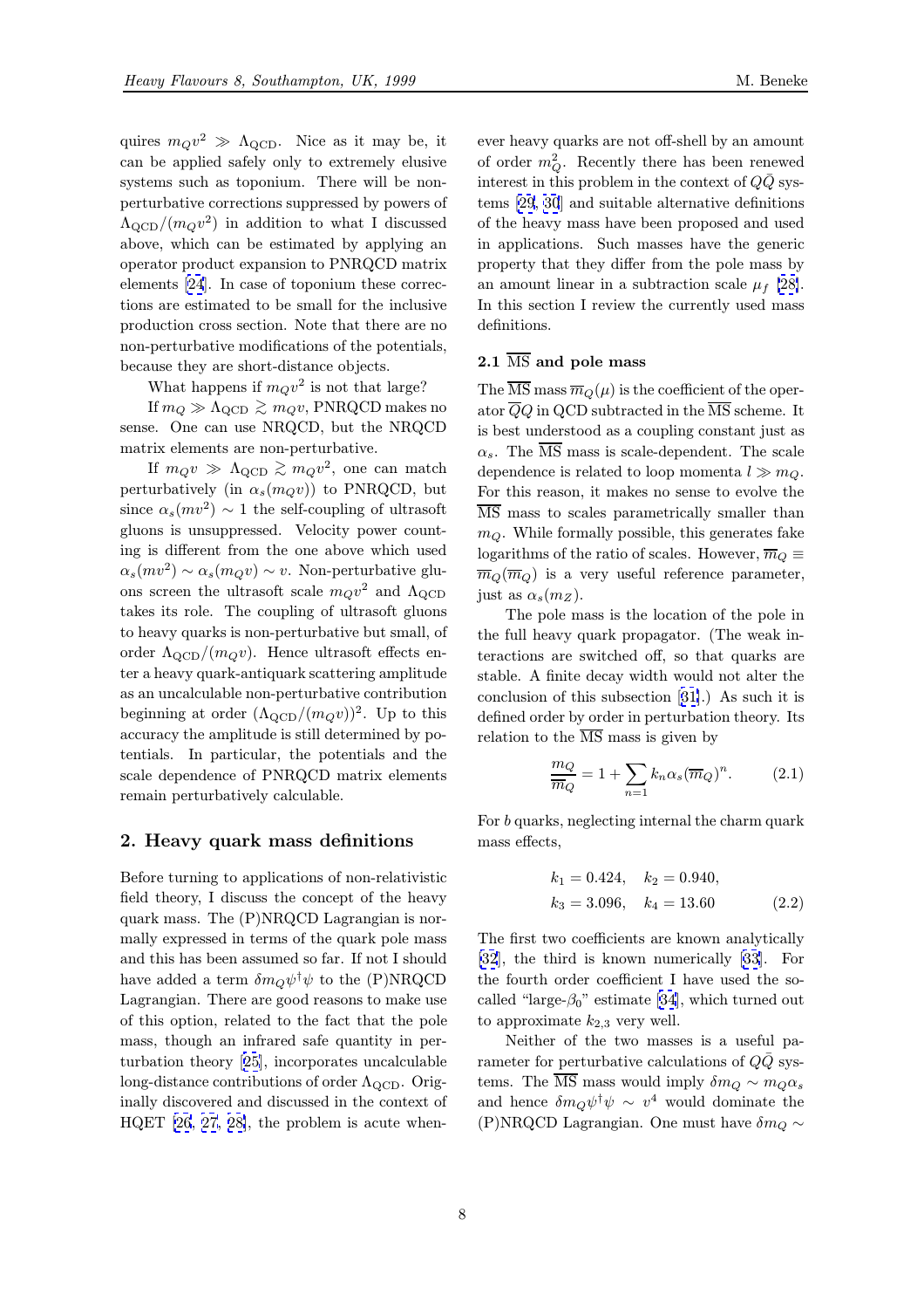quires $m_Q v^2 \gg \Lambda_{\rm QCD}$. Nice as it may be, it can be applied safely only to extremely elusive systems such as toponium. There will be non-perturbative corrections suppressed by powers of $\Lambda_{\rm QCD}/(m_Q v^2)$ in addition to what I discussed above, which can be estimated by applying an operator product expansion to PNRQCD matrix elements [24]. In case of toponium these corrections are estimated to be small for the inclusive production cross section. Note that there are no non-perturbative modifications of the potentials, because they are short-distance objects.

What happens if $m_Q v^2$ is not that large?

If $m_Q \gg \Lambda_{\rm QCD} \gtrsim m_Q v$, PNRQCD makes no sense. One can use NRQCD, but the NRQCD matrix elements are non-perturbative.

If $m_Q v \gg \Lambda_{\rm QCD} \gtrsim m_Q v^2$, one can match perturbatively (in $\alpha_s(m_Q v)$) to PNRQCD, but since $\alpha_s(mv^2) \sim 1$ the self-coupling of ultrasoft gluons is unsuppressed. Velocity power counting is different from the one above which used $\alpha_s(mv^2) \sim \alpha_s(m_Q v) \sim v$. Non-perturbative gluons screen the ultrasoft scale $m_Q v^2$ and $\Lambda_{\rm QCD}$ takes its role. The coupling of ultrasoft gluons to heavy quarks is non-perturbative but small, of order $\Lambda_{\rm QCD}/(m_Q v)$. Hence ultrasoft effects enter a heavy quark-antiquark scattering amplitude as an uncalculable non-perturbative contribution beginning at order $(\Lambda_{\rm QCD}/(m_Q v))^2$. Up to this accuracy the amplitude is still determined by potentials. In particular, the potentials and the scale dependence of PNRQCD matrix elements remain perturbatively calculable.

## 2. Heavy quark mass definitions

Before turning to applications of non-relativistic field theory, I discuss the concept of the heavy quark mass. The (P)NRQCD Lagrangian is normally expressed in terms of the quark pole mass and this has been assumed so far. If not I should have added a term $\delta m_Q \psi^\dagger\psi$ to the (P)NRQCD Lagrangian. There are good reasons to make use of this option, related to the fact that the pole mass, though an infrared safe quantity in perturbation theory [25], incorporates uncalculable long-distance contributions of order $\Lambda_{\rm QCD}$. Originally discovered and discussed in the context of HQET [26, 27, 28], the problem is acute whenever heavy quarks are not off-shell by an amount of order $m_Q^2$. Recently there has been renewed interest in this problem in the context of $Q\bar{Q}$ systems [29, 30] and suitable alternative definitions of the heavy quark mass have been proposed and used in applications. Such masses have the generic property that they differ from the pole mass by an amount linear in a subtraction scale $\mu_f$ [28]. In this section I review the currently used mass definitions.

### 2.1 $\overline{\rm MS}$ and pole mass

The $\overline{\rm MS}$ mass $\overline{m}_Q(\mu)$ is the coefficient of the operator $\overline{Q}Q$ in QCD subtracted in the $\overline{\rm MS}$ scheme. It is best understood as a coupling constant just as $\alpha_s$. The $\overline{\rm MS}$ mass is scale-dependent. The scale dependence is related to loop momenta $l \gg m_Q$. For this reason, it makes no sense to evolve the $\overline{\rm MS}$ mass to scales parametrically smaller than $m_Q$. While formally possible, this generates fake logarithms of the ratio of scales. However, $\overline{m}_Q \equiv \overline{m}_Q(\overline{m}_Q)$ is a very useful reference parameter, just as $\alpha_s(m_Z)$.

The pole mass is the location of the pole in the full heavy quark propagator. (The weak interactions are switched off, so that quarks are stable. A finite decay width would not alter the conclusion of this subsection [31].) As such it is defined order by order in perturbation theory. Its relation to the $\overline{\rm MS}$ mass is given by

$$\frac{m_Q}{\overline{m}_Q} = 1 + \sum_{n=1} k_n \alpha_s(\overline{m}_Q)^n. \qquad (2.1)$$

For $b$ quarks, neglecting internal the charm quark mass effects,

$$k_1 = 0.424, \quad k_2 = 0.940, \quad k_3 = 3.096, \quad k_4 = 13.60 \qquad (2.2)$$

The first two coefficients are known analytically [32], the third is known numerically [33]. For the fourth order coefficient I have used the so-called "large-$\beta_0$" estimate [34], which turned out to approximate $k_{2,3}$ very well.

Neither of the two masses is a useful parameter for perturbative calculations of $Q\bar{Q}$ systems. The $\overline{\rm MS}$ mass would imply $\delta m_Q \sim m_Q \alpha_s$ and hence $\delta m_Q \psi^\dagger\psi \sim v^4$ would dominate the (P)NRQCD Lagrangian. One must have $\delta m_Q \sim$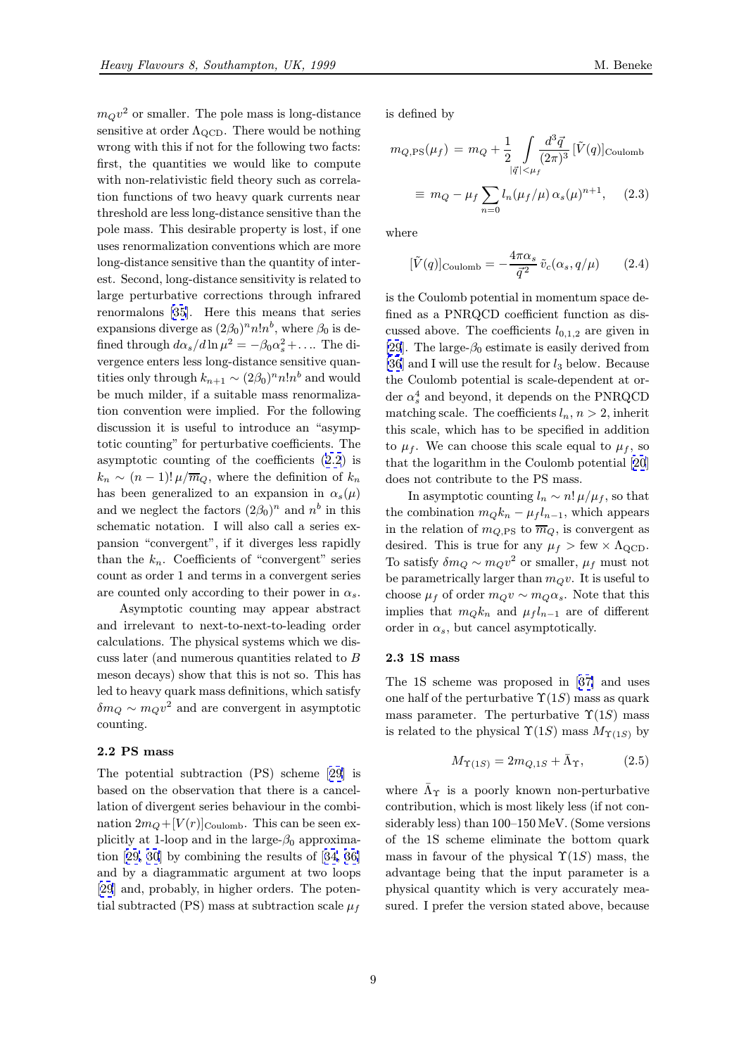$m_Q v^2$ or smaller. The pole mass is long-distance sensitive at order $\Lambda_{\rm QCD}$. There would be nothing wrong with this if not for the following two facts: first, the quantities we would like to compute with non-relativistic field theory such as correlation functions of two heavy quark currents near threshold are less long-distance sensitive than the pole mass. This desirable property is lost, if one uses renormalization conventions which are more long-distance sensitive than the quantity of interest. Second, long-distance sensitivity is related to large perturbative corrections through infrared renormalons [35]. Here this means that series expansions diverge as $(2\beta_0)^n n! n^b$, where $\beta_0$ is defined through $d\alpha_s/d\ln\mu^2 = -\beta_0\alpha_s^2 + \ldots$. The divergence enters less long-distance sensitive quantities only through $k_{n+1} \sim (2\beta_0)^n n! n^b$ and would be much milder, if a suitable mass renormalization convention were implied. For the following discussion it is useful to introduce an "asymptotic counting" for perturbative coefficients. The asymptotic counting of the coefficients (2.2) is $k_n \sim (n-1)!\,\mu/\overline{m}_Q$, where the definition of $k_n$ has been generalized to an expansion in $\alpha_s(\mu)$ and we neglect the factors $(2\beta_0)^n$ and $n^b$ in this schematic notation. I will also call a series expansion "convergent", if it diverges less rapidly than the $k_n$. Coefficients of "convergent" series count as order 1 and terms in a convergent series are counted only according to their power in $\alpha_s$.

Asymptotic counting may appear abstract and irrelevant to next-to-next-to-leading order calculations. The physical systems which we discuss later (and numerous quantities related to $B$ meson decays) show that this is not so. This has led to heavy quark mass definitions, which satisfy $\delta m_Q \sim m_Q v^2$ and are convergent in asymptotic counting.

### 2.2 PS mass

The potential subtraction (PS) scheme [29] is based on the observation that there is a cancellation of divergent series behaviour in the combination $2m_Q + [V(r)]_{\rm Coulomb}$. This can be seen explicitly at 1-loop and in the large-$\beta_0$ approximation [29, 30] by combining the results of [34, 36] and by a diagrammatic argument at two loops [29] and, probably, in higher orders. The potential subtracted (PS) mass at subtraction scale $\mu_f$ is defined by

$$m_{Q,\rm PS}(\mu_f) = m_Q + \frac{1}{2}\int\limits_{|\vec{q}|<\mu_f} \frac{d^3\vec{q}}{(2\pi)^3}\,[\tilde{V}(q)]_{\rm Coulomb}$$
$$\equiv m_Q - \mu_f \sum_{n=0} l_n(\mu_f/\mu)\,\alpha_s(\mu)^{n+1}, \qquad (2.3)$$

where

$$[\tilde{V}(q)]_{\rm Coulomb} = -\frac{4\pi\alpha_s}{\vec{q}^{\,2}}\,\tilde{v}_c(\alpha_s, q/\mu) \qquad (2.4)$$

is the Coulomb potential in momentum space defined as a PNRQCD coefficient function as discussed above. The coefficients $l_{0,1,2}$ are given in [29]. The large-$\beta_0$ estimate is easily derived from [36] and I will use the result for $l_3$ below. Because the Coulomb potential is scale-dependent at order $\alpha_s^4$ and beyond, it depends on the PNRQCD matching scale. The coefficients $l_n$, $n>2$, inherit this scale, which has to be specified in addition to $\mu_f$. We can choose this scale equal to $\mu_f$, so that the logarithm in the Coulomb potential [20] does not contribute to the PS mass.

In asymptotic counting $l_n \sim n!\,\mu/\mu_f$, so that the combination $m_Q k_n - \mu_f l_{n-1}$, which appears in the relation of $m_{Q,\rm PS}$ to $\overline{m}_Q$, is convergent as desired. This is true for any $\mu_f >$ few $\times\,\Lambda_{\rm QCD}$. To satisfy $\delta m_Q \sim m_Q v^2$ or smaller, $\mu_f$ must not be parametrically larger than $m_Q v$. It is useful to choose $\mu_f$ of order $m_Q v \sim m_Q\alpha_s$. Note that this implies that $m_Q k_n$ and $\mu_f l_{n-1}$ are of different order in $\alpha_s$, but cancel asymptotically.

### 2.3 1S mass

The 1S scheme was proposed in [37] and uses one half of the perturbative $\Upsilon(1S)$ mass as quark mass parameter. The perturbative $\Upsilon(1S)$ mass is related to the physical $\Upsilon(1S)$ mass $M_{\Upsilon(1S)}$ by

$$M_{\Upsilon(1S)} = 2m_{Q,1S} + \bar{\Lambda}_\Upsilon, \qquad (2.5)$$

where $\bar{\Lambda}_\Upsilon$ is a poorly known non-perturbative contribution, which is most likely less (if not considerably less) than 100–150 MeV. (Some versions of the 1S scheme eliminate the bottom quark mass in favour of the physical $\Upsilon(1S)$ mass, the advantage being that the input parameter is a physical quantity which is very accurately measured. I prefer the version stated above, because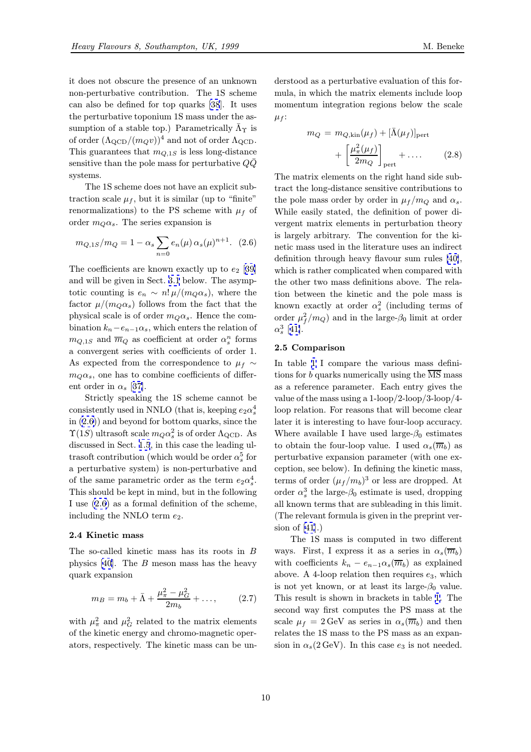it does not obscure the presence of an unknown non-perturbative contribution. The 1S scheme can also be defined for top quarks [38]. It uses the perturbative toponium 1S mass under the assumption of a stable top.) Parametrically $\bar{\Lambda}_\Upsilon$ is of order $(\Lambda_{\rm QCD}/(m_Q v))^4$ and not of order $\Lambda_{\rm QCD}$. This guarantees that $m_{Q,1S}$ is less long-distance sensitive than the pole mass for perturbative $Q\bar{Q}$ systems.

The 1S scheme does not have an explicit subtraction scale $\mu_f$, but it is similar (up to "finite" renormalizations) to the PS scheme with $\mu_f$ of order $m_Q\alpha_s$. The series expansion is

$$m_{Q,1S}/m_Q = 1 - \alpha_s \sum_{n=0} e_n(\mu)\,\alpha_s(\mu)^{n+1}. \quad (2.6)$$

The coefficients are known exactly up to $e_2$ [39] and will be given in Sect. 3.1 below. The asymptotic counting is $e_n \sim n!\,\mu/(m_Q\alpha_s)$, where the factor $\mu/(m_Q\alpha_s)$ follows from the fact that the physical scale is of order $m_Q\alpha_s$. Hence the combination $k_n - e_{n-1}\alpha_s$, which enters the relation of $m_{Q,1S}$ and $\overline{m}_Q$ as coefficient at order $\alpha_s^n$ forms a convergent series with coefficients of order 1. As expected from the correspondence to $\mu_f \sim m_Q\alpha_s$, one has to combine coefficients of different order in $\alpha_s$ [37].

Strictly speaking the 1S scheme cannot be consistently used in NNLO (that is, keeping $e_2\alpha_s^4$ in (2.6)) and beyond for bottom quarks, since the $\Upsilon(1S)$ ultrasoft scale $m_Q\alpha_s^2$ is of order $\Lambda_{\rm QCD}$. As discussed in Sect. 1.5, in this case the leading ultrasoft contribution (which would be order $\alpha_s^5$ for a perturbative system) is non-perturbative and of the same parametric order as the term $e_2\alpha_s^4$. This should be kept in mind, but in the following I use (2.6) as a formal definition of the scheme, including the NNLO term $e_2$.

### 2.4 Kinetic mass

The so-called kinetic mass has its roots in $B$ physics [40]. The $B$ meson mass has the heavy quark expansion

$$m_B = m_b + \bar{\Lambda} + \frac{\mu_\pi^2 - \mu_G^2}{2m_b} + \ldots, \quad (2.7)$$

with $\mu_\pi^2$ and $\mu_G^2$ related to the matrix elements of the kinetic energy and chromo-magnetic operators, respectively. The kinetic mass can be understood as a perturbative evaluation of this formula, in which the matrix elements include loop momentum integration regions below the scale $\mu_f$:

$$m_Q = m_{Q,\rm kin}(\mu_f) + [\bar{\Lambda}(\mu_f)]_{\rm pert} + \left[\frac{\mu_\pi^2(\mu_f)}{2m_Q}\right]_{\rm pert} + \ldots. \quad (2.8)$$

The matrix elements on the right hand side subtract the long-distance sensitive contributions to the pole mass order by order in $\mu_f/m_Q$ and $\alpha_s$. While easily stated, the definition of power divergent matrix elements in perturbation theory is largely arbitrary. The convention for the kinetic mass used in the literature uses an indirect definition through heavy flavour sum rules [40], which is rather complicated when compared with the other two mass definitions above. The relation between the kinetic and the pole mass is known exactly at order $\alpha_s^2$ (including terms of order $\mu_f^2/m_Q$) and in the large-$\beta_0$ limit at order $\alpha_s^3$ [41].

### 2.5 Comparison

In table 1 I compare the various mass definitions for $b$ quarks numerically using the $\overline{\rm MS}$ mass as a reference parameter. Each entry gives the value of the mass using a 1-loop/2-loop/3-loop/4-loop relation. For reasons that will become clear later it is interesting to have four-loop accuracy. Where available I have used large-$\beta_0$ estimates to obtain the four-loop value. I used $\alpha_s(\overline{m}_b)$ as perturbative expansion parameter (with one exception, see below). In defining the kinetic mass, terms of order $(\mu_f/m_b)^3$ or less are dropped. At order $\alpha_s^3$ the large-$\beta_0$ estimate is used, dropping all known terms that are subleading in this limit. (The relevant formula is given in the preprint version of [41].)

The 1S mass is computed in two different ways. First, I express it as a series in $\alpha_s(\overline{m}_b)$ with coefficients $k_n - e_{n-1}\alpha_s(\overline{m}_b)$ as explained above. A 4-loop relation then requires $e_3$, which is not yet known, or at least its large-$\beta_0$ value. This result is shown in brackets in table 1. The second way first computes the PS mass at the scale $\mu_f = 2\,$GeV as series in $\alpha_s(\overline{m}_b)$ and then relates the 1S mass to the PS mass as an expansion in $\alpha_s(2\,\rm GeV)$. In this case $e_3$ is not needed.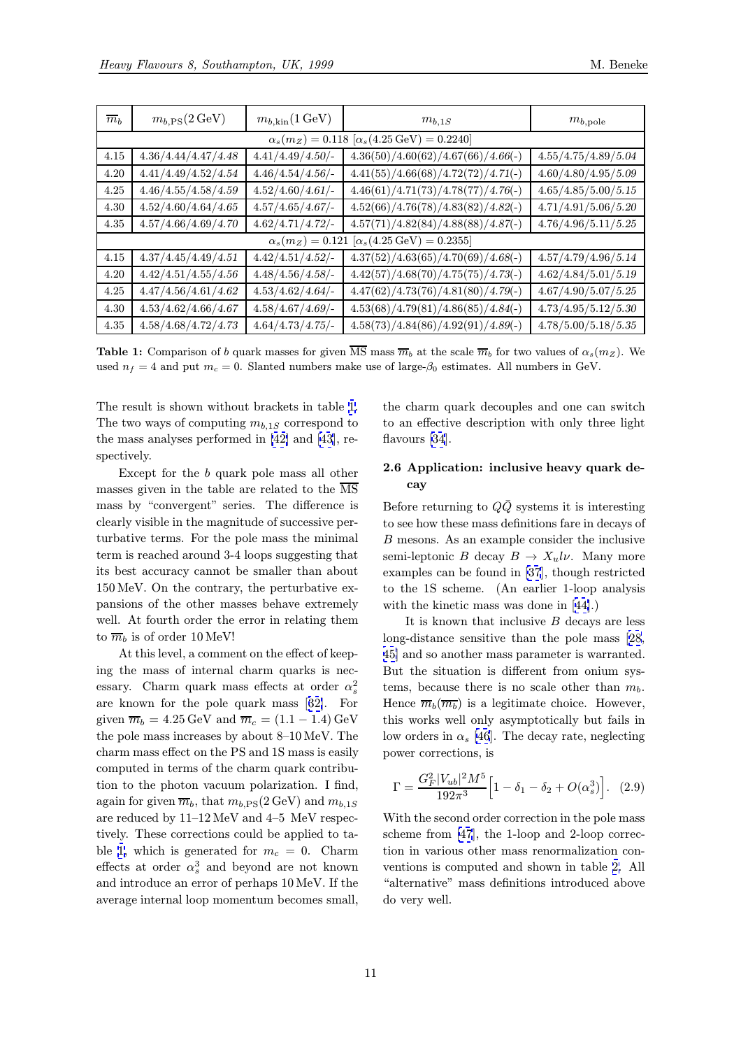| $\overline{m}_b$ | $m_{b,\rm PS}(2\,\rm GeV)$ | $m_{b,\rm kin}(1\,\rm GeV)$ | $m_{b,1S}$ | $m_{b,\rm pole}$ |
|---|---|---|---|---|
| $\alpha_s(m_Z) = 0.118$ $[\alpha_s(4.25\,\rm GeV) = 0.2240]$ | | | | |
| 4.15 | 4.36/4.44/4.47/*4.48* | 4.41/4.49/*4.50*/- | 4.36(50)/4.60(62)/4.67(66)/*4.66*(-) | 4.55/4.75/4.89/*5.04* |
| 4.20 | 4.41/4.49/4.52/*4.54* | 4.46/4.54/*4.56*/- | 4.41(55)/4.66(68)/4.72(72)/*4.71*(-) | 4.60/4.80/4.95/*5.09* |
| 4.25 | 4.46/4.55/4.58/*4.59* | 4.52/4.60/*4.61*/- | 4.46(61)/4.71(73)/4.78(77)/*4.76*(-) | 4.65/4.85/5.00/*5.15* |
| 4.30 | 4.52/4.60/4.64/*4.65* | 4.57/4.65/*4.67*/- | 4.52(66)/4.76(78)/4.83(82)/*4.82*(-) | 4.71/4.91/5.06/*5.20* |
| 4.35 | 4.57/4.66/4.69/*4.70* | 4.62/4.71/*4.72*/- | 4.57(71)/4.82(84)/4.88(88)/*4.87*(-) | 4.76/4.96/5.11/*5.25* |
| $\alpha_s(m_Z) = 0.121$ $[\alpha_s(4.25\,\rm GeV) = 0.2355]$ | | | | |
| 4.15 | 4.37/4.45/4.49/*4.51* | 4.42/4.51/*4.52*/- | 4.37(52)/4.63(65)/4.70(69)/*4.68*(-) | 4.57/4.79/4.96/*5.14* |
| 4.20 | 4.42/4.51/4.55/*4.56* | 4.48/4.56/*4.58*/- | 4.42(57)/4.68(70)/4.75(75)/*4.73*(-) | 4.62/4.84/5.01/*5.19* |
| 4.25 | 4.47/4.56/4.61/*4.62* | 4.53/4.62/*4.64*/- | 4.47(62)/4.73(76)/4.81(80)/*4.79*(-) | 4.67/4.90/5.07/*5.25* |
| 4.30 | 4.53/4.62/4.66/*4.67* | 4.58/4.67/*4.69*/- | 4.53(68)/4.79(81)/4.86(85)/*4.84*(-) | 4.73/4.95/5.12/*5.30* |
| 4.35 | 4.58/4.68/4.72/*4.73* | 4.64/4.73/*4.75*/- | 4.58(73)/4.84(86)/4.92(91)/*4.89*(-) | 4.78/5.00/5.18/*5.35* |

**Table 1:** Comparison of $b$ quark masses for given $\overline{\rm MS}$ mass $\overline{m}_b$ at the scale $\overline{m}_b$ for two values of $\alpha_s(m_Z)$. We used $n_f = 4$ and put $m_c = 0$. Slanted numbers make use of large-$\beta_0$ estimates. All numbers in GeV.

The result is shown without brackets in table 1. The two ways of computing $m_{b,1S}$ correspond to the mass analyses performed in [42] and [43], respectively.

Except for the $b$ quark pole mass all other masses given in the table are related to the $\overline{\rm MS}$ mass by "convergent" series. The difference is clearly visible in the magnitude of successive perturbative terms. For the pole mass the minimal term is reached around 3-4 loops suggesting that its best accuracy cannot be smaller than about 150 MeV. On the contrary, the perturbative expansions of the other masses behave extremely well. At fourth order the error in relating them to $\overline{m}_b$ is of order 10 MeV!

At this level, a comment on the effect of keeping the mass of internal charm quarks is necessary. Charm quark mass effects at order $\alpha_s^2$ are known for the pole quark mass [32]. For given $\overline{m}_b = 4.25\,$GeV and $\overline{m}_c = (1.1-1.4)\,$GeV the pole mass increases by about 8–10 MeV. The charm mass effect on the PS and 1S mass is easily computed in terms of the charm quark contribution to the photon vacuum polarization. I find, again for given $\overline{m}_b$, that $m_{b,\rm PS}(2\,\rm GeV)$ and $m_{b,1S}$ are reduced by 11–12 MeV and 4–5 MeV respectively. These corrections could be applied to table 1 which is generated for $m_c = 0$. Charm effects at order $\alpha_s^3$ and beyond are not known and introduce an error of perhaps 10 MeV. If the average internal loop momentum becomes small, the charm quark decouples and one can switch to an effective description with only three light flavours [34].

### 2.6 Application: inclusive heavy quark decay

Before returning to $Q\bar{Q}$ systems it is interesting to see how these mass definitions fare in decays of $B$ mesons. As an example consider the inclusive semi-leptonic $B$ decay $B \to X_u l\nu$. Many more examples can be found in [37], though restricted to the 1S scheme. (An earlier 1-loop analysis with the kinetic mass was done in [44].)

It is known that inclusive $B$ decays are less long-distance sensitive than the pole mass [28, 45] and so another mass parameter is warranted. But the situation is different from onium systems, because there is no scale other than $m_b$. Hence $\overline{m}_b(\overline{m_b})$ is a legitimate choice. However, this works well only asymptotically but fails in low orders in $\alpha_s$ [46]. The decay rate, neglecting power corrections, is

$$\Gamma = \frac{G_F^2 |V_{ub}|^2 M^5}{192\pi^3}\Big[1-\delta_1-\delta_2+O(\alpha_s^3)\Big]. \quad (2.9)$$

With the second order correction in the pole mass scheme from [47], the 1-loop and 2-loop correction in various other mass renormalization conventions is computed and shown in table 2. All "alternative" mass definitions introduced above do very well.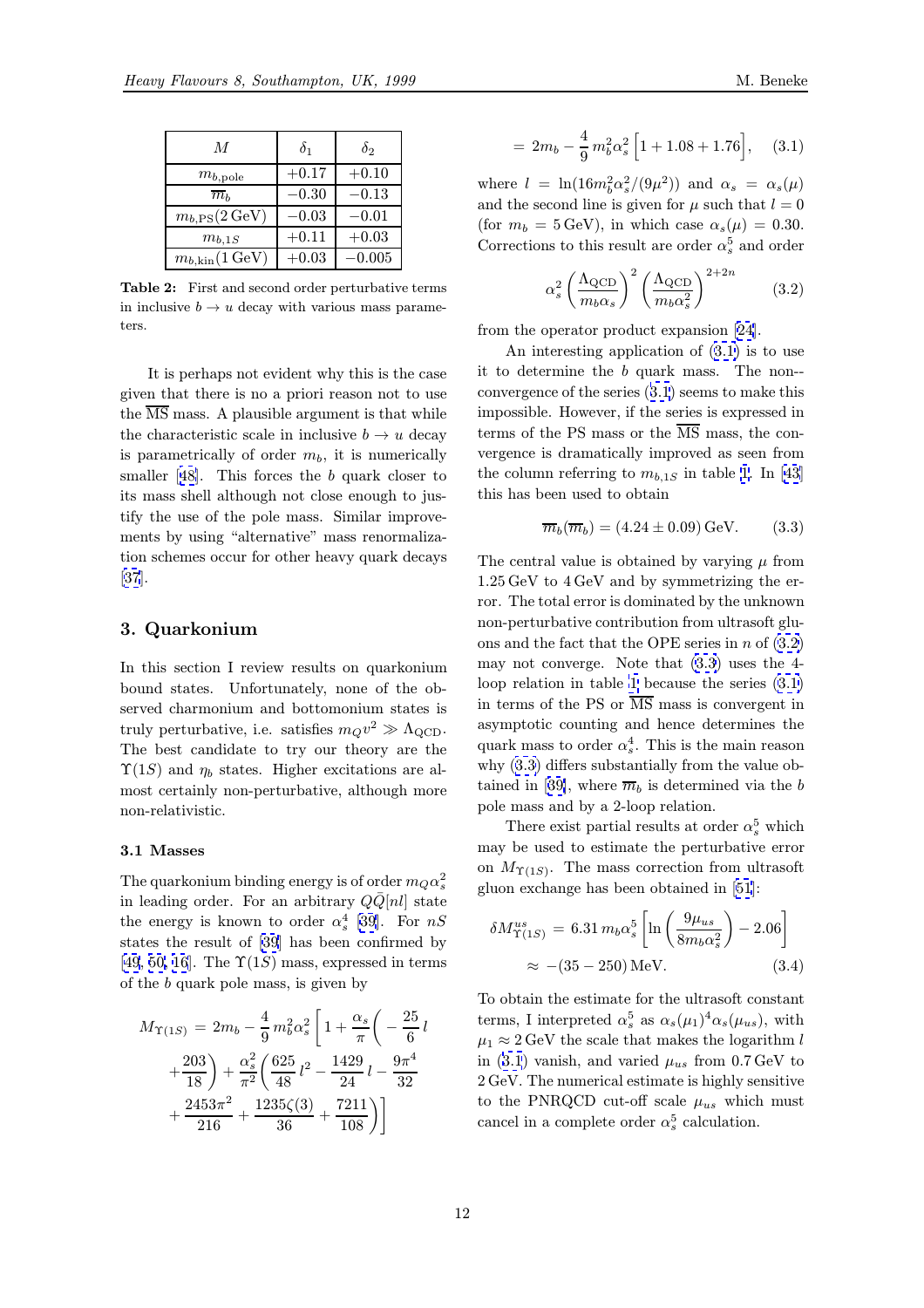| $M$ | $\delta_1$ | $\delta_2$ |
|---|---|---|
| $m_{b,\mathrm{pole}}$ | $+0.17$ | $+0.10$ |
| $\overline{m}_b$ | $-0.30$ | $-0.13$ |
| $m_{b,\mathrm{PS}}(2\,\mathrm{GeV})$ | $-0.03$ | $-0.01$ |
| $m_{b,1S}$ | $+0.11$ | $+0.03$ |
| $m_{b,\mathrm{kin}}(1\,\mathrm{GeV})$ | $+0.03$ | $-0.005$ |

**Table 2:** First and second order perturbative terms in inclusive $b \to u$ decay with various mass parameters.

It is perhaps not evident why this is the case given that there is no a priori reason not to use the $\overline{\mathrm{MS}}$ mass. A plausible argument is that while the characteristic scale in inclusive $b \to u$ decay is parametrically of order $m_b$, it is numerically smaller [48]. This forces the $b$ quark closer to its mass shell although not close enough to justify the use of the pole mass. Similar improvements by using "alternative" mass renormalization schemes occur for other heavy quark decays [37].

## 3. Quarkonium

In this section I review results on quarkonium bound states. Unfortunately, none of the observed charmonium and bottomonium states is truly perturbative, i.e. satisfies $m_Q v^2 \gg \Lambda_{\mathrm{QCD}}$. The best candidate to try our theory are the $\Upsilon(1S)$ and $\eta_b$ states. Higher excitations are almost certainly non-perturbative, although more non-relativistic.

### 3.1 Masses

The quarkonium binding energy is of order $m_Q \alpha_s^2$ in leading order. For an arbitrary $Q\bar{Q}[nl]$ state the energy is known to order $\alpha_s^4$ [39]. For $nS$ states the result of [39] has been confirmed by [49, 50, 16]. The $\Upsilon(1S)$ mass, expressed in terms of the $b$ quark pole mass, is given by

$$
\begin{aligned}
M_{\Upsilon(1S)} &= 2m_b - \frac{4}{9}\, m_b^2 \alpha_s^2 \left[1 + \frac{\alpha_s}{\pi}\left(-\frac{25}{6}\, l + \frac{203}{18}\right) + \frac{\alpha_s^2}{\pi^2}\left(\frac{625}{48}\, l^2 - \frac{1429}{24}\, l - \frac{9\pi^4}{32} + \frac{2453\pi^2}{216} + \frac{1235\zeta(3)}{36} + \frac{7211}{108}\right)\right] \\
&= 2m_b - \frac{4}{9}\, m_b^2 \alpha_s^2 \left[1 + 1.08 + 1.76\right], \qquad (3.1)
\end{aligned}
$$

where $l = \ln(16 m_b^2 \alpha_s^2/(9\mu^2))$ and $\alpha_s = \alpha_s(\mu)$ and the second line is given for $\mu$ such that $l = 0$ (for $m_b = 5\,\mathrm{GeV}$), in which case $\alpha_s(\mu) = 0.30$. Corrections to this result are order $\alpha_s^5$ and order

$$
\alpha_s^2 \left(\frac{\Lambda_{\mathrm{QCD}}}{m_b \alpha_s}\right)^2 \left(\frac{\Lambda_{\mathrm{QCD}}}{m_b \alpha_s^2}\right)^{2+2n} \qquad (3.2)
$$

from the operator product expansion [24].

An interesting application of (3.1) is to use it to determine the $b$ quark mass. The non-convergence of the series (3.1) seems to make this impossible. However, if the series is expressed in terms of the PS mass or the $\overline{\mathrm{MS}}$ mass, the convergence is dramatically improved as seen from the column referring to $m_{b,1S}$ in table 1. In [43] this has been used to obtain

$$
\overline{m}_b(\overline{m}_b) = (4.24 \pm 0.09)\,\mathrm{GeV}. \qquad (3.3)
$$

The central value is obtained by varying $\mu$ from $1.25\,\mathrm{GeV}$ to $4\,\mathrm{GeV}$ and by symmetrizing the error. The total error is dominated by the unknown non-perturbative contribution from ultrasoft gluons and the fact that the OPE series in $n$ of (3.2) may not converge. Note that (3.3) uses the 4-loop relation in table 1 because the series (3.1) in terms of the PS or $\overline{\mathrm{MS}}$ mass is convergent in asymptotic counting and hence determines the quark mass to order $\alpha_s^4$. This is the main reason why (3.3) differs substantially from the value obtained in [39], where $\overline{m}_b$ is determined via the $b$ pole mass and by a 2-loop relation.

There exist partial results at order $\alpha_s^5$ which may be used to estimate the perturbative error on $M_{\Upsilon(1S)}$. The mass correction from ultrasoft gluon exchange has been obtained in [51]:

$$
\begin{aligned}
\delta M^{us}_{\Upsilon(1S)} &= 6.31\, m_b \alpha_s^5 \left[\ln\left(\frac{9\mu_{us}}{8 m_b \alpha_s^2}\right) - 2.06\right] \\
&\approx -(35 - 250)\,\mathrm{MeV}. \qquad (3.4)
\end{aligned}
$$

To obtain the estimate for the ultrasoft constant terms, I interpreted $\alpha_s^5$ as $\alpha_s(\mu_1)^4 \alpha_s(\mu_{us})$, with $\mu_1 \approx 2\,\mathrm{GeV}$ the scale that makes the logarithm $l$ in (3.1) vanish, and varied $\mu_{us}$ from $0.7\,\mathrm{GeV}$ to $2\,\mathrm{GeV}$. The numerical estimate is highly sensitive to the PNRQCD cut-off scale $\mu_{us}$ which must cancel in a complete order $\alpha_s^5$ calculation.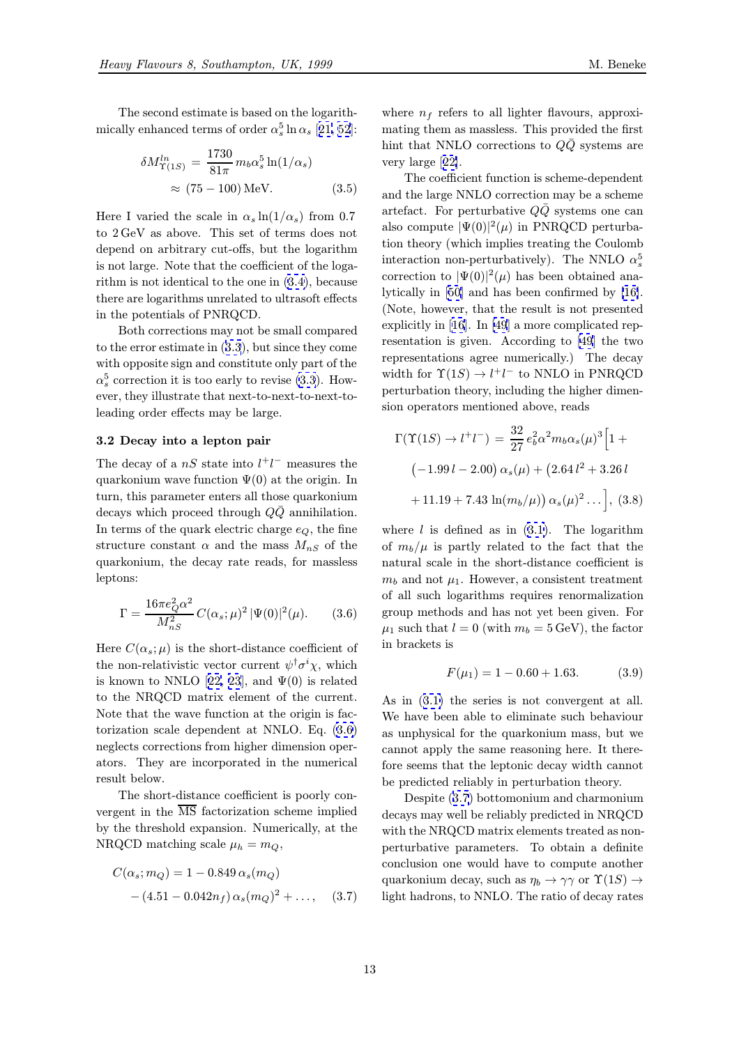The second estimate is based on the logarithmically enhanced terms of order $\alpha_s^5 \ln \alpha_s$ [21, 52]:

$$\delta M^{ln}_{\Upsilon(1S)} = \frac{1730}{81\pi} m_b \alpha_s^5 \ln(1/\alpha_s) \approx (75 - 100)\,\text{MeV}. \quad (3.5)$$

Here I varied the scale in $\alpha_s \ln(1/\alpha_s)$ from 0.7 to 2 GeV as above. This set of terms does not depend on arbitrary cut-offs, but the logarithm is not large. Note that the coefficient of the logarithm is not identical to the one in (3.4), because there are logarithms unrelated to ultrasoft effects in the potentials of PNRQCD.

Both corrections may not be small compared to the error estimate in (3.3), but since they come with opposite sign and constitute only part of the $\alpha_s^5$ correction it is too early to revise (3.3). However, they illustrate that next-to-next-to-next-to-leading order effects may be large.

### 3.2 Decay into a lepton pair

The decay of a $nS$ state into $l^+l^-$ measures the quarkonium wave function $\Psi(0)$ at the origin. In turn, this parameter enters all those quarkonium decays which proceed through $Q\bar{Q}$ annihilation. In terms of the quark electric charge $e_Q$, the fine structure constant $\alpha$ and the mass $M_{nS}$ of the quarkonium, the decay rate reads, for massless leptons:

$$\Gamma = \frac{16\pi e_Q^2 \alpha^2}{M_{nS}^2}\, C(\alpha_s;\mu)^2\, |\Psi(0)|^2(\mu). \quad (3.6)$$

Here $C(\alpha_s;\mu)$ is the short-distance coefficient of the non-relativistic vector current $\psi^\dagger \sigma^i \chi$, which is known to NNLO [22, 23], and $\Psi(0)$ is related to the NRQCD matrix element of the current. Note that the wave function at the origin is factorization scale dependent at NNLO. Eq. (3.6) neglects corrections from higher dimension operators. They are incorporated in the numerical result below.

The short-distance coefficient is poorly convergent in the $\overline{\text{MS}}$ factorization scheme implied by the threshold expansion. Numerically, at the NRQCD matching scale $\mu_h = m_Q$,

$$C(\alpha_s; m_Q) = 1 - 0.849\,\alpha_s(m_Q) - (4.51 - 0.042 n_f)\,\alpha_s(m_Q)^2 + \ldots, \quad (3.7)$$

where $n_f$ refers to all lighter flavours, approximating them as massless. This provided the first hint that NNLO corrections to $Q\bar{Q}$ systems are very large [22].

The coefficient function is scheme-dependent and the large NNLO correction may be a scheme artefact. For perturbative $Q\bar{Q}$ systems one can also compute $|\Psi(0)|^2(\mu)$ in PNRQCD perturbation theory (which implies treating the Coulomb interaction non-perturbatively). The NNLO $\alpha_s^5$ correction to $|\Psi(0)|^2(\mu)$ has been obtained analytically in [50] and has been confirmed by [16]. (Note, however, that the result is not presented explicitly in [16]. In [49] a more complicated representation is given. According to [49] the two representations agree numerically.) The decay width for $\Upsilon(1S) \to l^+l^-$ to NNLO in PNRQCD perturbation theory, including the higher dimension operators mentioned above, reads

$$\Gamma(\Upsilon(1S) \to l^+l^-) = \frac{32}{27}\, e_b^2 \alpha^2 m_b \alpha_s(\mu)^3 \Big[1 + \left(-1.99\, l - 2.00\right)\alpha_s(\mu) + \left(2.64\, l^2 + 3.26\, l + 11.19 + 7.43\, \ln(m_b/\mu)\right)\alpha_s(\mu)^2 \ldots\Big], \quad (3.8)$$

where $l$ is defined as in (3.1). The logarithm of $m_b/\mu$ is partly related to the fact that the natural scale in the short-distance coefficient is $m_b$ and not $\mu_1$. However, a consistent treatment of all such logarithms requires renormalization group methods and has not yet been given. For $\mu_1$ such that $l = 0$ (with $m_b = 5\,$GeV), the factor in brackets is

$$F(\mu_1) = 1 - 0.60 + 1.63. \quad (3.9)$$

As in (3.1) the series is not convergent at all. We have been able to eliminate such behaviour as unphysical for the quarkonium mass, but we cannot apply the same reasoning here. It therefore seems that the leptonic decay width cannot be predicted reliably in perturbation theory.

Despite (3.7) bottomonium and charmonium decays may well be reliably predicted in NRQCD with the NRQCD matrix elements treated as nonperturbative parameters. To obtain a definite conclusion one would have to compute another quarkonium decay, such as $\eta_b \to \gamma\gamma$ or $\Upsilon(1S) \to$ light hadrons, to NNLO. The ratio of decay rates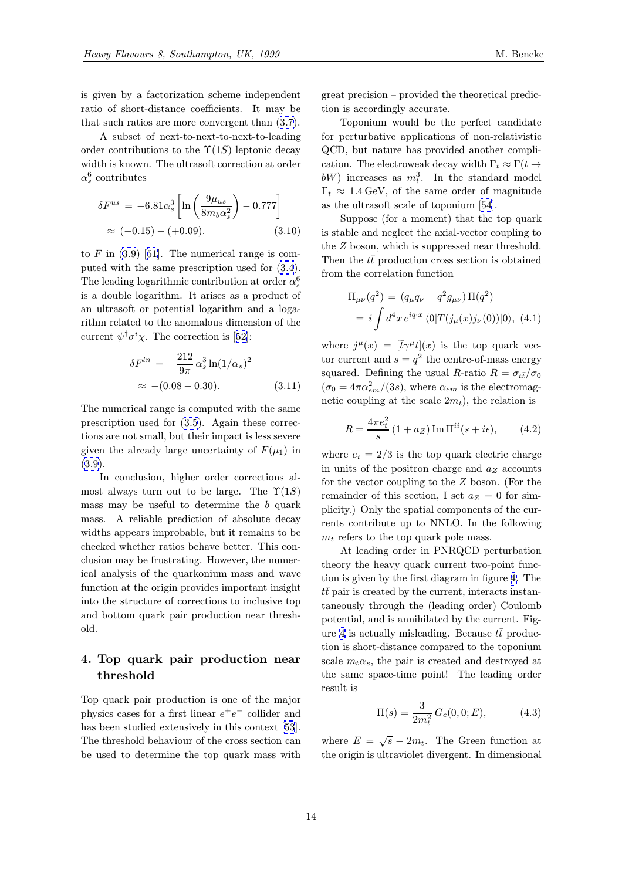is given by a factorization scheme independent ratio of short-distance coefficients. It may be that such ratios are more convergent than (3.7).

A subset of next-to-next-to-next-to-leading order contributions to the $\Upsilon(1S)$ leptonic decay width is known. The ultrasoft correction at order $\alpha_s^6$ contributes

$$\begin{aligned} \delta F^{us} &= -6.81\alpha_s^3 \left[\ln\left(\frac{9\mu_{us}}{8m_b\alpha_s^2}\right) - 0.777\right] \\ &\approx (-0.15) - (+0.09). \end{aligned} \tag{3.10}$$

to $F$ in (3.9) [51]. The numerical range is computed with the same prescription used for (3.4). The leading logarithmic contribution at order $\alpha_s^6$ is a double logarithm. It arises as a product of an ultrasoft or potential logarithm and a logarithm related to the anomalous dimension of the current $\psi^\dagger \sigma^i \chi$. The correction is [52]:

$$\begin{aligned} \delta F^{ln} &= -\frac{212}{9\pi}\,\alpha_s^3 \ln(1/\alpha_s)^2 \\ &\approx -(0.08 - 0.30). \end{aligned} \tag{3.11}$$

The numerical range is computed with the same prescription used for (3.5). Again these corrections are not small, but their impact is less severe given the already large uncertainty of $F(\mu_1)$ in (3.9).

In conclusion, higher order corrections almost always turn out to be large. The $\Upsilon(1S)$ mass may be useful to determine the $b$ quark mass. A reliable prediction of absolute decay widths appears improbable, but it remains to be checked whether ratios behave better. This conclusion may be frustrating. However, the numerical analysis of the quarkonium mass and wave function at the origin provides important insight into the structure of corrections to inclusive top and bottom quark pair production near threshold.

## 4. Top quark pair production near threshold

Top quark pair production is one of the major physics cases for a first linear $e^+e^-$ collider and has been studied extensively in this context [53]. The threshold behaviour of the cross section can be used to determine the top quark mass with great precision – provided the theoretical prediction is accordingly accurate.

Toponium would be the perfect candidate for perturbative applications of non-relativistic QCD, but nature has provided another complication. The electroweak decay width $\Gamma_t \approx \Gamma(t \to bW)$ increases as $m_t^3$. In the standard model $\Gamma_t \approx 1.4\,\text{GeV}$, of the same order of magnitude as the ultrasoft scale of toponium [54].

Suppose (for a moment) that the top quark is stable and neglect the axial-vector coupling to the $Z$ boson, which is suppressed near threshold. Then the $t\bar{t}$ production cross section is obtained from the correlation function

$$\begin{aligned} \Pi_{\mu\nu}(q^2) &= (q_\mu q_\nu - q^2 g_{\mu\nu})\,\Pi(q^2) \\ &= i\int d^4x\, e^{iq\cdot x}\,\langle 0|T(j_\mu(x)j_\nu(0))|0\rangle, \end{aligned} \tag{4.1}$$

where $j^\mu(x) = [\bar{t}\gamma^\mu t](x)$ is the top quark vector current and $s = q^2$ the centre-of-mass energy squared. Defining the usual $R$-ratio $R = \sigma_{t\bar{t}}/\sigma_0$ ($\sigma_0 = 4\pi\alpha_{em}^2/(3s)$, where $\alpha_{em}$ is the electromagnetic coupling at the scale $2m_t$), the relation is

$$R = \frac{4\pi e_t^2}{s}\,(1 + a_Z)\,\text{Im}\,\Pi^{ii}(s + i\epsilon), \tag{4.2}$$

where $e_t = 2/3$ is the top quark electric charge in units of the positron charge and $a_Z$ accounts for the vector coupling to the $Z$ boson. (For the remainder of this section, I set $a_Z = 0$ for simplicity.) Only the spatial components of the currents contribute up to NNLO. In the following $m_t$ refers to the top quark pole mass.

At leading order in PNRQCD perturbation theory the heavy quark current two-point function is given by the first diagram in figure 4. The $t\bar{t}$ pair is created by the current, interacts instantaneously through the (leading order) Coulomb potential, and is annihilated by the current. Figure 4 is actually misleading. Because $t\bar{t}$ production is short-distance compared to the toponium scale $m_t\alpha_s$, the pair is created and destroyed at the same space-time point! The leading order result is

$$\Pi(s) = \frac{3}{2m_t^2}\,G_c(0,0;E), \tag{4.3}$$

where $E = \sqrt{s} - 2m_t$. The Green function at the origin is ultraviolet divergent. In dimensional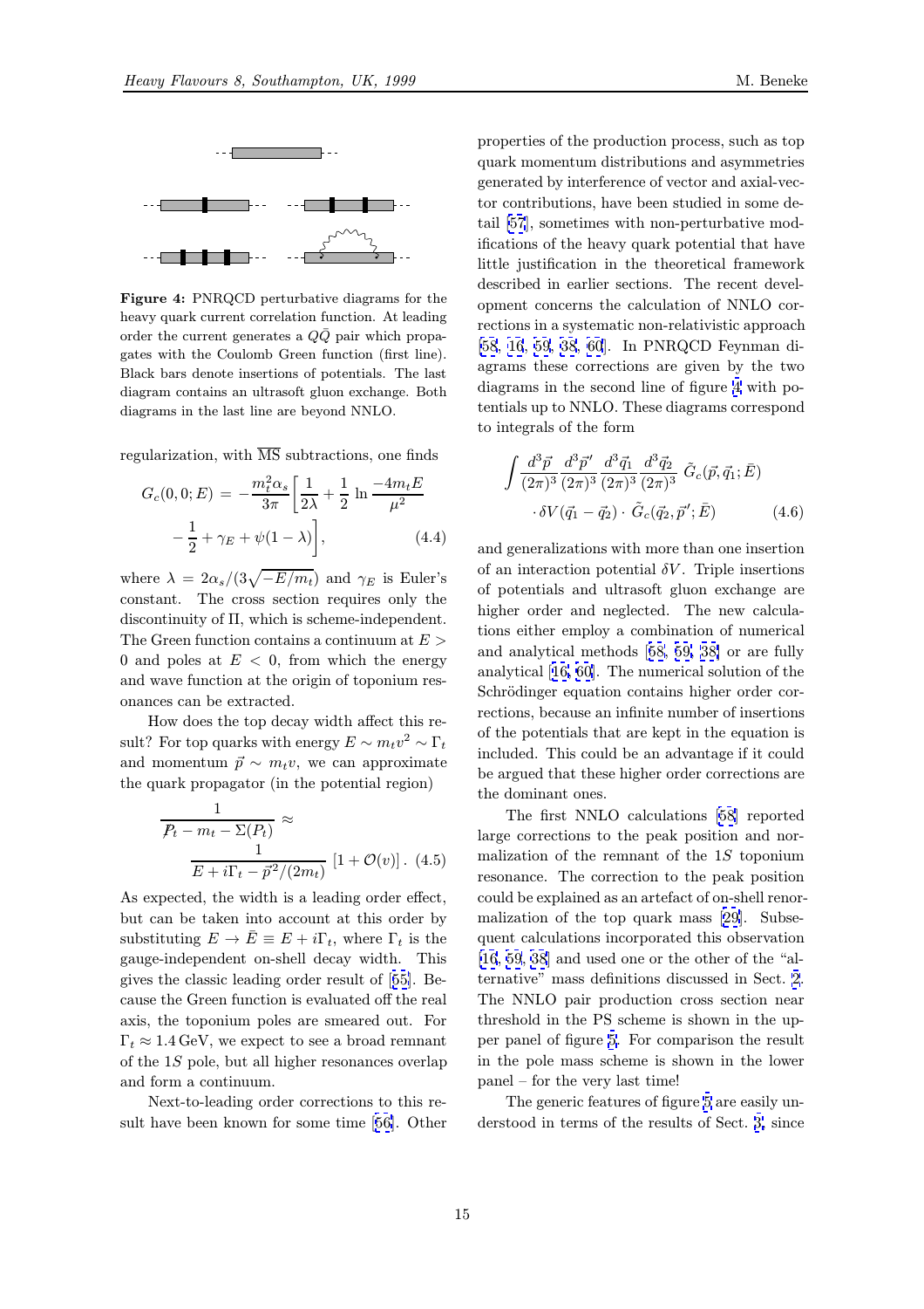**Figure 4:** PNRQCD perturbative diagrams for the heavy quark current correlation function. At leading order the current generates a $Q\bar{Q}$ pair which propagates with the Coulomb Green function (first line). Black bars denote insertions of potentials. The last diagram contains an ultrasoft gluon exchange. Both diagrams in the last line are beyond NNLO.

regularization, with $\overline{\rm MS}$ subtractions, one finds

$$G_c(0,0;E) = -\frac{m_t^2\alpha_s}{3\pi}\left[\frac{1}{2\lambda}+\frac{1}{2}\,\ln\frac{-4m_tE}{\mu^2} -\frac{1}{2}+\gamma_E+\psi(1-\lambda)\right], \qquad (4.4)$$

where $\lambda = 2\alpha_s/(3\sqrt{-E/m_t})$ and $\gamma_E$ is Euler's constant. The cross section requires only the discontinuity of $\Pi$, which is scheme-independent. The Green function contains a continuum at $E > 0$ and poles at $E < 0$, from which the energy and wave function at the origin of toponium resonances can be extracted.

How does the top decay width affect this result? For top quarks with energy $E \sim m_t v^2 \sim \Gamma_t$ and momentum $\vec{p} \sim m_t v$, we can approximate the quark propagator (in the potential region)

$$\frac{1}{\not{P}_t - m_t - \Sigma(P_t)} \approx \frac{1}{E+i\Gamma_t-\vec{p}^{\,2}/(2m_t)}\,\left[1+\mathcal{O}(v)\right]. \quad (4.5)$$

As expected, the width is a leading order effect, but can be taken into account at this order by substituting $E \to \bar{E} \equiv E + i\Gamma_t$, where $\Gamma_t$ is the gauge-independent on-shell decay width. This gives the classic leading order result of [55]. Because the Green function is evaluated off the real axis, the toponium poles are smeared out. For $\Gamma_t \approx 1.4\,$GeV, we expect to see a broad remnant of the $1S$ pole, but all higher resonances overlap and form a continuum.

Next-to-leading order corrections to this result have been known for some time [56]. Other properties of the production process, such as top quark momentum distributions and asymmetries generated by interference of vector and axial-vector contributions, have been studied in some detail [57], sometimes with non-perturbative modifications of the heavy quark potential that have little justification in the theoretical framework described in earlier sections. The recent development concerns the calculation of NNLO corrections in a systematic non-relativistic approach [58, 16, 59, 38, 60]. In PNRQCD Feynman diagrams these corrections are given by the two diagrams in the second line of figure 4 with potentials up to NNLO. These diagrams correspond to integrals of the form

$$\int \frac{d^3\vec{p}}{(2\pi)^3}\frac{d^3\vec{p}^{\,\prime}}{(2\pi)^3}\frac{d^3\vec{q}_1}{(2\pi)^3}\frac{d^3\vec{q}_2}{(2\pi)^3}\;\tilde{G}_c(\vec{p},\vec{q}_1;\bar{E}) \cdot\delta V(\vec{q}_1-\vec{q}_2)\cdot\tilde{G}_c(\vec{q}_2,\vec{p}^{\,\prime};\bar{E}) \qquad (4.6)$$

and generalizations with more than one insertion of an interaction potential $\delta V$. Triple insertions of potentials and ultrasoft gluon exchange are higher order and neglected. The new calculations either employ a combination of numerical and analytical methods [58, 59, 38] or are fully analytical [16, 60]. The numerical solution of the Schrödinger equation contains higher order corrections, because an infinite number of insertions of the potentials that are kept in the equation is included. This could be an advantage if it could be argued that these higher order corrections are the dominant ones.

The first NNLO calculations [58] reported large corrections to the peak position and normalization of the remnant of the $1S$ toponium resonance. The correction to the peak position could be explained as an artefact of on-shell renormalization of the top quark mass [29]. Subsequent calculations incorporated this observation [16, 59, 38] and used one or the other of the "alternative" mass definitions discussed in Sect. 2. The NNLO pair production cross section near threshold in the PS scheme is shown in the upper panel of figure 5. For comparison the result in the pole mass scheme is shown in the lower panel – for the very last time!

The generic features of figure 5 are easily understood in terms of the results of Sect. 3, since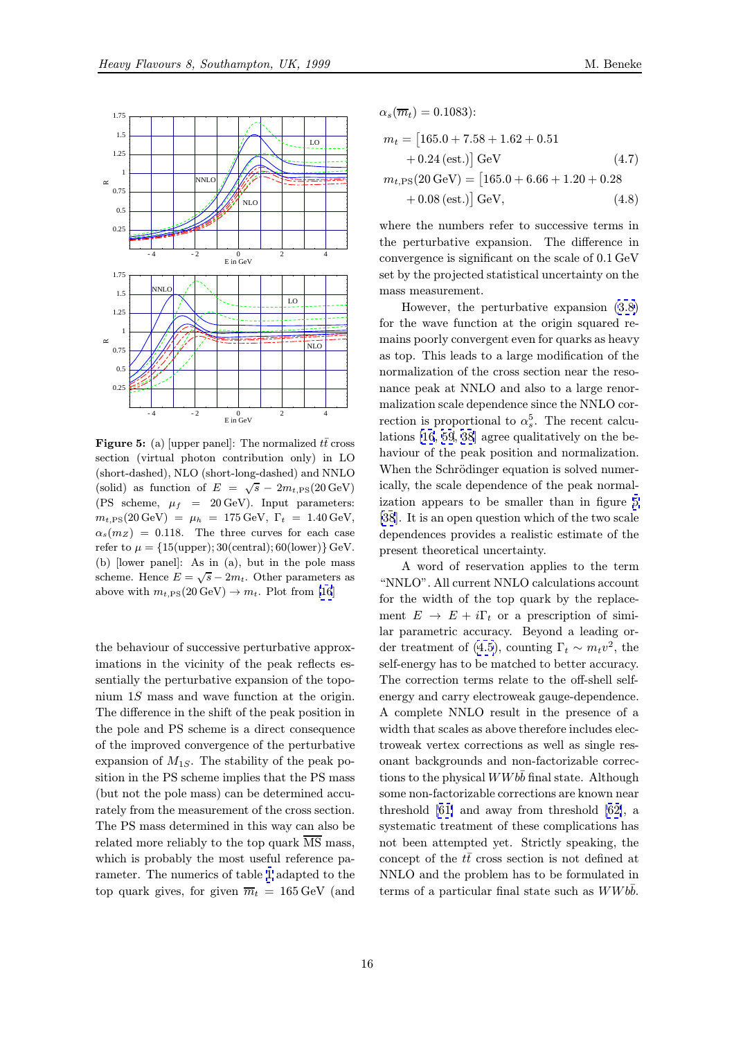**Figure 5:** (a) [upper panel]: The normalized $t\bar{t}$ cross section (virtual photon contribution only) in LO (short-dashed), NLO (short-long-dashed) and NNLO (solid) as function of $E = \sqrt{s} - 2m_{t,\mathrm{PS}}(20\,\mathrm{GeV})$ (PS scheme, $\mu_f = 20\,\mathrm{GeV}$). Input parameters: $m_{t,\mathrm{PS}}(20\,\mathrm{GeV}) = \mu_h = 175\,\mathrm{GeV}$, $\Gamma_t = 1.40\,\mathrm{GeV}$, $\alpha_s(m_Z) = 0.118$. The three curves for each case refer to $\mu = \{15(\mathrm{upper}); 30(\mathrm{central}); 60(\mathrm{lower})\}$ GeV. (b) [lower panel]: As in (a), but in the pole mass scheme. Hence $E = \sqrt{s} - 2m_t$. Other parameters as above with $m_{t,\mathrm{PS}}(20\,\mathrm{GeV}) \to m_t$. Plot from [16]

the behaviour of successive perturbative approximations in the vicinity of the peak reflects essentially the perturbative expansion of the toponium $1S$ mass and wave function at the origin. The difference in the shift of the peak position in the pole and PS scheme is a direct consequence of the improved convergence of the perturbative expansion of $M_{1S}$. The stability of the peak position in the PS scheme implies that the PS mass (but not the pole mass) can be determined accurately from the measurement of the cross section. The PS mass determined in this way can also be related more reliably to the top quark $\overline{\mathrm{MS}}$ mass, which is probably the most useful reference parameter. The numerics of table 1 adapted to the top quark gives, for given $\overline{m}_t = 165\,\mathrm{GeV}$ (and $\alpha_s(\overline{m}_t) = 0.1083$):

$$m_t = \big[165.0 + 7.58 + 1.62 + 0.51 + 0.24\,(\mathrm{est.})\big]\,\mathrm{GeV} \tag{4.7}$$

$$m_{t,\mathrm{PS}}(20\,\mathrm{GeV}) = \big[165.0 + 6.66 + 1.20 + 0.28 + 0.08\,(\mathrm{est.})\big]\,\mathrm{GeV}, \tag{4.8}$$

where the numbers refer to successive terms in the perturbative expansion. The difference in convergence is significant on the scale of 0.1 GeV set by the projected statistical uncertainty on the mass measurement.

However, the perturbative expansion (3.8) for the wave function at the origin squared remains poorly convergent even for quarks as heavy as top. This leads to a large modification of the normalization of the cross section near the resonance peak at NNLO and also to a large renormalization scale dependence since the NNLO correction is proportional to $\alpha_s^5$. The recent calculations [16, 59, 38] agree qualitatively on the behaviour of the peak position and normalization. When the Schrödinger equation is solved numerically, the scale dependence of the peak normalization appears to be smaller than in figure 5 [38]. It is an open question which of the two scale dependences provides a realistic estimate of the present theoretical uncertainty.

A word of reservation applies to the term "NNLO". All current NNLO calculations account for the width of the top quark by the replacement $E \to E + i\Gamma_t$ or a prescription of similar parametric accuracy. Beyond a leading order treatment of (4.5), counting $\Gamma_t \sim m_t v^2$, the self-energy has to be matched to better accuracy. The correction terms relate to the off-shell self-energy and carry electroweak gauge-dependence. A complete NNLO result in the presence of a width that scales as above therefore includes electroweak vertex corrections as well as single resonant background and non-factorizable corrections to the physical $WWb\bar{b}$ final state. Although some non-factorizable corrections are known near threshold [61] and away from threshold [62], a systematic treatment of these complications has not been attempted yet. Strictly speaking, the concept of the $t\bar{t}$ cross section is not defined at NNLO and the problem has to be formulated in terms of a particular final state such as $WWb\bar{b}$.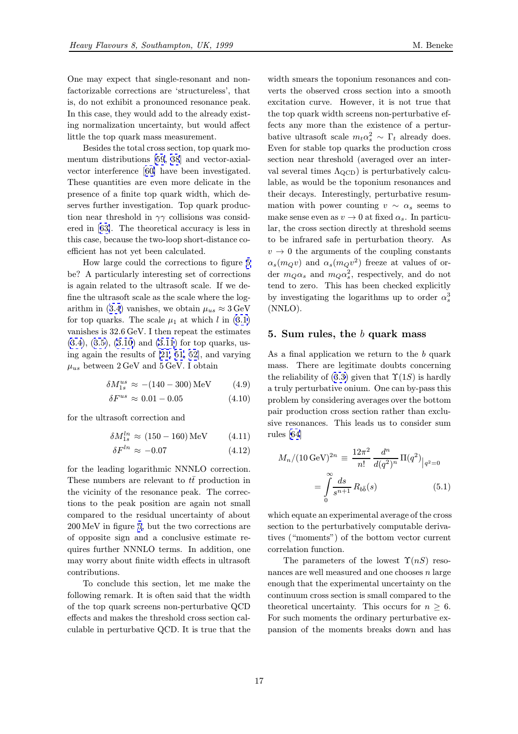One may expect that single-resonant and non-factorizable corrections are 'structureless', that is, do not exhibit a pronounced resonance peak. In this case, they would add to the already existing normalization uncertainty, but would affect little the top quark mass measurement.

Besides the total cross section, top quark momentum distributions [59, 38] and vector-axial-vector interference [60] have been investigated. These quantities are even more delicate in the presence of a finite top quark width, which deserves further investigation. Top quark production near threshold in $\gamma\gamma$ collisions was considered in [63]. The theoretical accuracy is less in this case, because the two-loop short-distance coefficient has not yet been calculated.

How large could the corrections to figure 5 be? A particularly interesting set of corrections is again related to the ultrasoft scale. If we define the ultrasoft scale as the scale where the logarithm in (3.4) vanishes, we obtain $\mu_{us} \approx 3\,\mathrm{GeV}$ for top quarks. The scale $\mu_1$ at which $l$ in (3.1) vanishes is 32.6 GeV. I then repeat the estimates (3.4), (3.5), (3.10) and (3.11) for top quarks, using again the results of [21, 51, 52], and varying $\mu_{us}$ between 2 GeV and 5 GeV. I obtain

$$\delta M_{1s}^{us} \approx -(140-300)\,\mathrm{MeV} \qquad (4.9)$$

$$\delta F^{us} \approx 0.01 - 0.05 \qquad (4.10)$$

for the ultrasoft correction and

$$\delta M_{1s}^{ln} \approx (150-160)\,\mathrm{MeV} \qquad (4.11)$$

$$\delta F^{ln} \approx -0.07 \qquad (4.12)$$

for the leading logarithmic NNNLO correction. These numbers are relevant to $t\bar{t}$ production in the vicinity of the resonance peak. The corrections to the peak position are again not small compared to the residual uncertainty of about 200 MeV in figure 5, but the two corrections are of opposite sign and a conclusive estimate requires further NNNLO terms. In addition, one may worry about finite width effects in ultrasoft contributions.

To conclude this section, let me make the following remark. It is often said that the width of the top quark screens non-perturbative QCD effects and makes the threshold cross section calculable in perturbative QCD. It is true that the width smears the toponium resonances and converts the observed cross section into a smooth excitation curve. However, it is not true that the top quark width screens non-perturbative effects any more than the existence of a perturbative ultrasoft scale $m_t\alpha_s^2 \sim \Gamma_t$ already does. Even for stable top quarks the production cross section near threshold (averaged over an interval several times $\Lambda_{\rm QCD}$) is perturbatively calculable, as would be the toponium resonances and their decays. Interestingly, perturbative resummation with power counting $v \sim \alpha_s$ seems to make sense even as $v \to 0$ at fixed $\alpha_s$. In particular, the cross section directly at threshold seems to be infrared safe in perturbation theory. As $v \to 0$ the arguments of the coupling constants $\alpha_s(m_Q v)$ and $\alpha_s(m_Q v^2)$ freeze at values of order $m_Q\alpha_s$ and $m_Q\alpha_s^2$, respectively, and do not tend to zero. This has been checked explicitly by investigating the logarithms up to order $\alpha_s^3$ (NNLO).

## 5. Sum rules, the $b$ quark mass

As a final application we return to the $b$ quark mass. There are legitimate doubts concerning the reliability of (3.3) given that $\Upsilon(1S)$ is hardly a truly perturbative onium. One can by-pass this problem by considering averages over the bottom pair production cross section rather than exclusive resonances. This leads us to consider sum rules [64]

$$M_n/(10\,\mathrm{GeV})^{2n} \equiv \frac{12\pi^2}{n!}\,\frac{d^n}{d(q^2)^n}\,\Pi(q^2)\Big|_{q^2=0} = \int\limits_0^\infty \frac{ds}{s^{n+1}}\,R_{b\bar{b}}(s) \qquad (5.1)$$

which equate an experimental average of the cross section to the perturbatively computable derivatives ("moments") of the bottom vector current correlation function.

The parameters of the lowest $\Upsilon(nS)$ resonances are well measured and one chooses $n$ large enough that the experimental uncertainty on the continuum cross section is small compared to the theoretical uncertainty. This occurs for $n \geq 6$. For such moments the ordinary perturbative expansion of the moments breaks down and has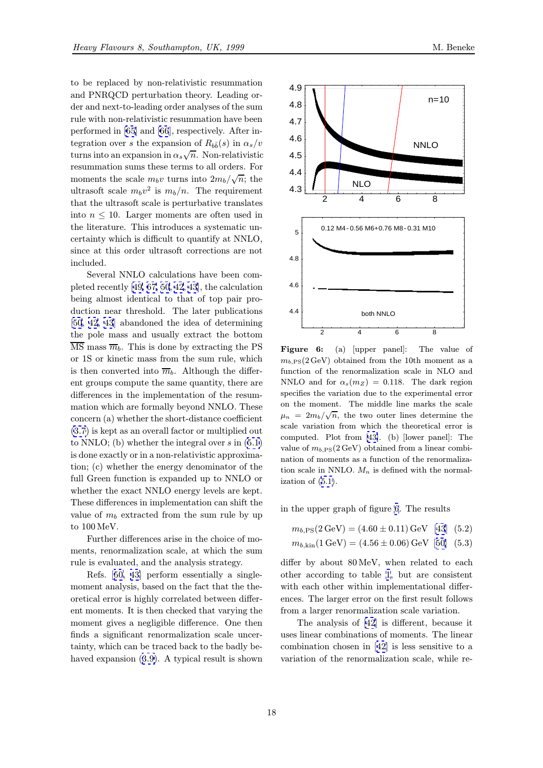to be replaced by non-relativistic resummation and PNRQCD perturbation theory. Leading order and next-to-leading order analyses of the sum rule with non-relativistic resummation have been performed in [65] and [66], respectively. After integration over $s$ the expansion of $R_{b\bar{b}}(s)$ in $\alpha_s/v$ turns into an expansion in $\alpha_s\sqrt{n}$. Non-relativistic resummation sums these terms to all orders. For moments the scale $m_b v$ turns into $2m_b/\sqrt{n}$; the ultrasoft scale $m_b v^2$ is $m_b/n$. The requirement that the ultrasoft scale is perturbative translates into $n \leq 10$. Larger moments are often used in the literature. This introduces a systematic uncertainty which is difficult to quantify at NNLO, since at this order ultrasoft corrections are not included.

Several NNLO calculations have been completed recently [49, 67, 50, 42, 43], the calculation being almost identical to that of top pair production near threshold. The later publications [50, 42, 43] abandoned the idea of determining the pole mass and usually extract the bottom $\overline{\mathrm{MS}}$ mass $\overline{m}_b$. This is done by extracting the PS or 1S or kinetic mass from the sum rule, which is then converted into $\overline{m}_b$. Although the different groups compute the same quantity, there are differences in the implementation of the resummation which are formally beyond NNLO. These concern (a) whether the short-distance coefficient (3.7) is kept as an overall factor or multiplied out to NNLO; (b) whether the integral over $s$ in (5.1) is done exactly or in a non-relativistic approximation; (c) whether the energy denominator of the full Green function is expanded up to NNLO or whether the exact NNLO energy levels are kept. These differences in implementation can shift the value of $m_b$ extracted from the sum rule by up to 100 MeV.

Further differences arise in the choice of moments, renormalization scale, at which the sum rule is evaluated, and the analysis strategy.

Refs. [50, 43] perform essentially a single-moment analysis, based on the fact that the theoretical error is highly correlated between different moments. It is then checked that varying the moment gives a negligible difference. One then finds a significant renormalization scale uncertainty, which can be traced back to the badly behaved expansion (3.9). A typical result is shown in the upper graph of figure 6. The results

**Figure 6:** (a) [upper panel]: The value of $m_{b,\mathrm{PS}}(2\,\mathrm{GeV})$ obtained from the 10th moment as a function of the renormalization scale in NLO and NNLO and for $\alpha_s(m_Z) = 0.118$. The dark region specifies the variation due to the experimental error on the moment. The middle line marks the scale $\mu_n = 2m_b/\sqrt{n}$, the two outer lines determine the scale variation from which the theoretical error is computed. Plot from [43]. (b) [lower panel]: The value of $m_{b,\mathrm{PS}}(2\,\mathrm{GeV})$ obtained from a linear combination of moments as a function of the renormalization scale in NNLO. $M_n$ is defined with the normalization of (5.1).

$$m_{b,\mathrm{PS}}(2\,\mathrm{GeV}) = (4.60 \pm 0.11)\,\mathrm{GeV} \quad [43] \qquad (5.2)$$

$$m_{b,\mathrm{kin}}(1\,\mathrm{GeV}) = (4.56 \pm 0.06)\,\mathrm{GeV} \quad [50] \qquad (5.3)$$

differ by about 80 MeV, when related to each other according to table 1, but are consistent with each other within implementational differences. The larger error on the first result follows from a larger renormalization scale variation.

The analysis of [42] is different, because it uses linear combinations of moments. The linear combination chosen in [42] is less sensitive to a variation of the renormalization scale, while re-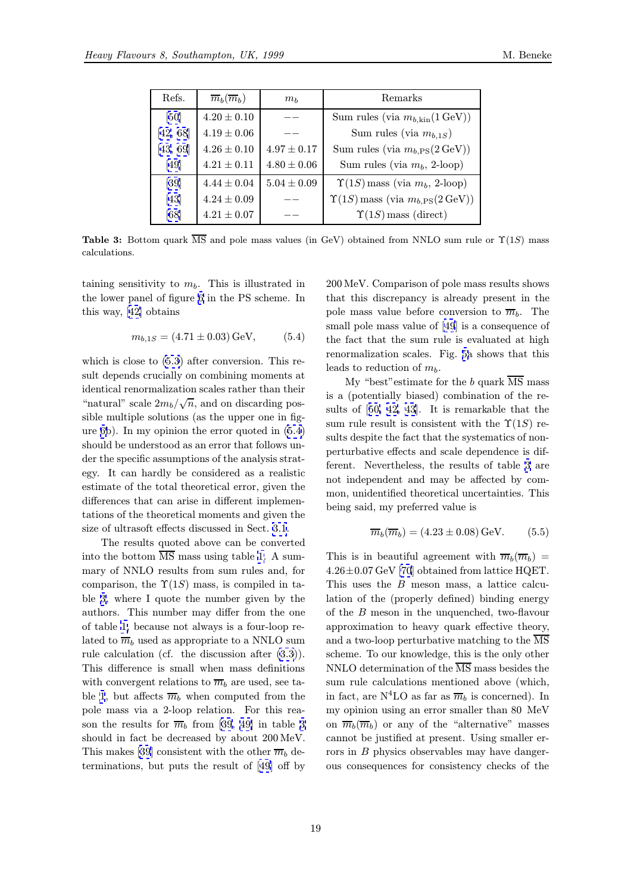| Refs. | $\overline{m}_b(\overline{m}_b)$ | $m_b$ | Remarks |
|---|---|---|---|
| [50] | $4.20 \pm 0.10$ | $--$ | Sum rules (via $m_{b,\rm kin}(1\,\rm GeV)$) |
| [42, 68] | $4.19 \pm 0.06$ | $--$ | Sum rules (via $m_{b,1S}$) |
| [43, 69] | $4.26 \pm 0.10$ | $4.97 \pm 0.17$ | Sum rules (via $m_{b,\rm PS}(2\,\rm GeV)$) |
| [49] | $4.21 \pm 0.11$ | $4.80 \pm 0.06$ | Sum rules (via $m_b$, 2-loop) |
| [39] | $4.44 \pm 0.04$ | $5.04 \pm 0.09$ | $\Upsilon(1S)$ mass (via $m_b$, 2-loop) |
| [43] | $4.24 \pm 0.09$ | $--$ | $\Upsilon(1S)$ mass (via $m_{b,\rm PS}(2\,\rm GeV)$) |
| [68] | $4.21 \pm 0.07$ | $--$ | $\Upsilon(1S)$ mass (direct) |

**Table 3:** Bottom quark $\overline{\rm MS}$ and pole mass values (in GeV) obtained from NNLO sum rule or $\Upsilon(1S)$ mass calculations.

taining sensitivity to $m_b$. This is illustrated in the lower panel of figure 6 in the PS scheme. In this way, [42] obtains

$$m_{b,1S} = (4.71 \pm 0.03)\,\rm GeV, \qquad (5.4)$$

which is close to (5.3) after conversion. This result depends crucially on combining moments at identical renormalization scales rather than their "natural" scale $2m_b/\sqrt{n}$, and on discarding possible multiple solutions (as the upper one in figure 6b). In my opinion the error quoted in (5.4) should be understood as an error that follows under the specific assumptions of the analysis strategy. It can hardly be considered as a realistic estimate of the total theoretical error, given the differences that can arise in different implementations of the theoretical moments and given the size of ultrasoft effects discussed in Sect. 3.1.

The results quoted above can be converted into the bottom $\overline{\rm MS}$ mass using table 1. A summary of NNLO results from sum rules and, for comparison, the $\Upsilon(1S)$ mass, is compiled in table 3, where I quote the number given by the authors. This number may differ from the one of table 1, because not always is a four-loop relation to $\overline{m}_b$ used as appropriate to a NNLO sum rule calculation (cf. the discussion after (3.3)). This difference is small when mass definitions with convergent relations to $\overline{m}_b$ are used, see table 1, but affects $\overline{m}_b$ when computed from the pole mass via a 2-loop relation. For this reason the results for $\overline{m}_b$ from [39, 49] in table 3 should in fact be decreased by about 200 MeV. This makes [39] consistent with the other $\overline{m}_b$ determinations, but puts the result of [49] off by 200 MeV. Comparison of pole mass results shows that this discrepancy is already present in the pole mass value before conversion to $\overline{m}_b$. The small pole mass value of [49] is a consequence of the fact that the sum rule is evaluated at high renormalization scales. Fig. 5a shows that this leads to reduction of $m_b$.

My "best" estimate for the $b$ quark $\overline{\rm MS}$ mass is a (potentially biased) combination of the results of [50, 42, 43]. It is remarkable that the sum rule result is consistent with the $\Upsilon(1S)$ results despite the fact that the systematics of nonperturbative effects and scale dependence is different. Nevertheless, the results of table 3 are not independent and may be affected by common, unidentified theoretical uncertainties. This being said, my preferred value is

$$\overline{m}_b(\overline{m}_b) = (4.23 \pm 0.08)\,\rm GeV. \qquad (5.5)$$

This is in beautiful agreement with $\overline{m}_b(\overline{m}_b) = 4.26 \pm 0.07\,\rm GeV$ [70] obtained from lattice HQET. This uses the $B$ meson mass, a lattice calculation of the (properly defined) binding energy of the $B$ meson in the unquenched, two-flavour approximation to heavy quark effective theory, and a two-loop perturbative matching to the $\overline{\rm MS}$ scheme. To our knowledge, this is the only other NNLO determination of the $\overline{\rm MS}$ mass besides the sum rule calculations mentioned above (which, in fact, are N$^4$LO as far as $\overline{m}_b$ is concerned). In my opinion using an error smaller than 80 MeV on $\overline{m}_b(\overline{m}_b)$ or any of the "alternative" masses cannot be justified at present. Using smaller errors in $B$ physics observables may have dangerous consequences for consistency checks of the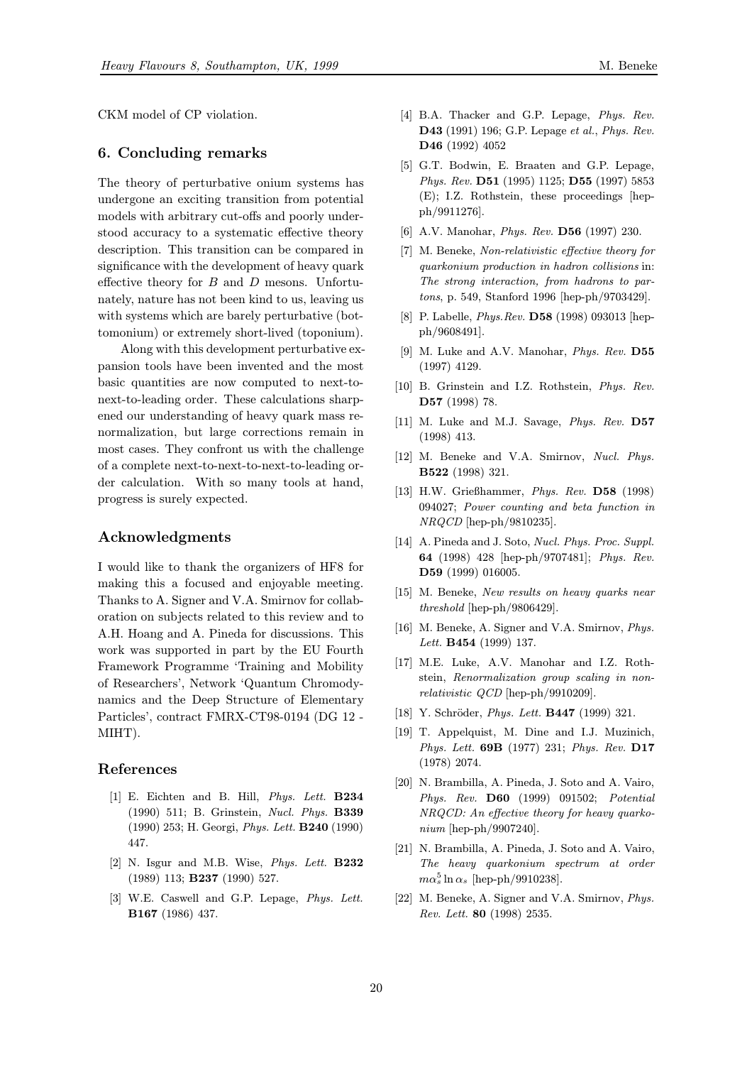CKM model of CP violation.

## 6. Concluding remarks

The theory of perturbative onium systems has undergone an exciting transition from potential models with arbitrary cut-offs and poorly understood accuracy to a systematic effective theory description. This transition can be compared in significance with the development of heavy quark effective theory for $B$ and $D$ mesons. Unfortunately, nature has not been kind to us, leaving us with systems which are barely perturbative (bottomonium) or extremely short-lived (toponium).

Along with this development perturbative expansion tools have been invented and the most basic quantities are now computed to next-to-next-to-leading order. These calculations sharpened our understanding of heavy quark mass renormalization, but large corrections remain in most cases. They confront us with the challenge of a complete next-to-next-to-next-to-leading order calculation. With so many tools at hand, progress is surely expected.

## Acknowledgments

I would like to thank the organizers of HF8 for making this a focused and enjoyable meeting. Thanks to A. Signer and V.A. Smirnov for collaboration on subjects related to this review and to A.H. Hoang and A. Pineda for discussions. This work was supported in part by the EU Fourth Framework Programme 'Training and Mobility of Researchers', Network 'Quantum Chromodynamics and the Deep Structure of Elementary Particles', contract FMRX-CT98-0194 (DG 12 - MIHT).

## References

[1] E. Eichten and B. Hill, *Phys. Lett.* **B234** (1990) 511; B. Grinstein, *Nucl. Phys.* **B339** (1990) 253; H. Georgi, *Phys. Lett.* **B240** (1990) 447.

[2] N. Isgur and M.B. Wise, *Phys. Lett.* **B232** (1989) 113; **B237** (1990) 527.

[3] W.E. Caswell and G.P. Lepage, *Phys. Lett.* **B167** (1986) 437.

[4] B.A. Thacker and G.P. Lepage, *Phys. Rev.* **D43** (1991) 196; G.P. Lepage *et al.*, *Phys. Rev.* **D46** (1992) 4052

[5] G.T. Bodwin, E. Braaten and G.P. Lepage, *Phys. Rev.* **D51** (1995) 1125; **D55** (1997) 5853 (E); I.Z. Rothstein, these proceedings [hep-ph/9911276].

[6] A.V. Manohar, *Phys. Rev.* **D56** (1997) 230.

[7] M. Beneke, *Non-relativistic effective theory for quarkonium production in hadron collisions* in: *The strong interaction, from hadrons to partons*, p. 549, Stanford 1996 [hep-ph/9703429].

[8] P. Labelle, *Phys.Rev.* **D58** (1998) 093013 [hep-ph/9608491].

[9] M. Luke and A.V. Manohar, *Phys. Rev.* **D55** (1997) 4129.

[10] B. Grinstein and I.Z. Rothstein, *Phys. Rev.* **D57** (1998) 78.

[11] M. Luke and M.J. Savage, *Phys. Rev.* **D57** (1998) 413.

[12] M. Beneke and V.A. Smirnov, *Nucl. Phys.* **B522** (1998) 321.

[13] H.W. Grießhammer, *Phys. Rev.* **D58** (1998) 094027; *Power counting and beta function in NRQCD* [hep-ph/9810235].

[14] A. Pineda and J. Soto, *Nucl. Phys. Proc. Suppl.* **64** (1998) 428 [hep-ph/9707481]; *Phys. Rev.* **D59** (1999) 016005.

[15] M. Beneke, *New results on heavy quarks near threshold* [hep-ph/9806429].

[16] M. Beneke, A. Signer and V.A. Smirnov, *Phys. Lett.* **B454** (1999) 137.

[17] M.E. Luke, A.V. Manohar and I.Z. Rothstein, *Renormalization group scaling in non-relativistic QCD* [hep-ph/9910209].

[18] Y. Schröder, *Phys. Lett.* **B447** (1999) 321.

[19] T. Appelquist, M. Dine and I.J. Muzinich, *Phys. Lett.* **69B** (1977) 231; *Phys. Rev.* **D17** (1978) 2074.

[20] N. Brambilla, A. Pineda, J. Soto and A. Vairo, *Phys. Rev.* **D60** (1999) 091502; *Potential NRQCD: An effective theory for heavy quarkonium* [hep-ph/9907240].

[21] N. Brambilla, A. Pineda, J. Soto and A. Vairo, *The heavy quarkonium spectrum at order* $m\alpha_s^5 \ln \alpha_s$ [hep-ph/9910238].

[22] M. Beneke, A. Signer and V.A. Smirnov, *Phys. Rev. Lett.* **80** (1998) 2535.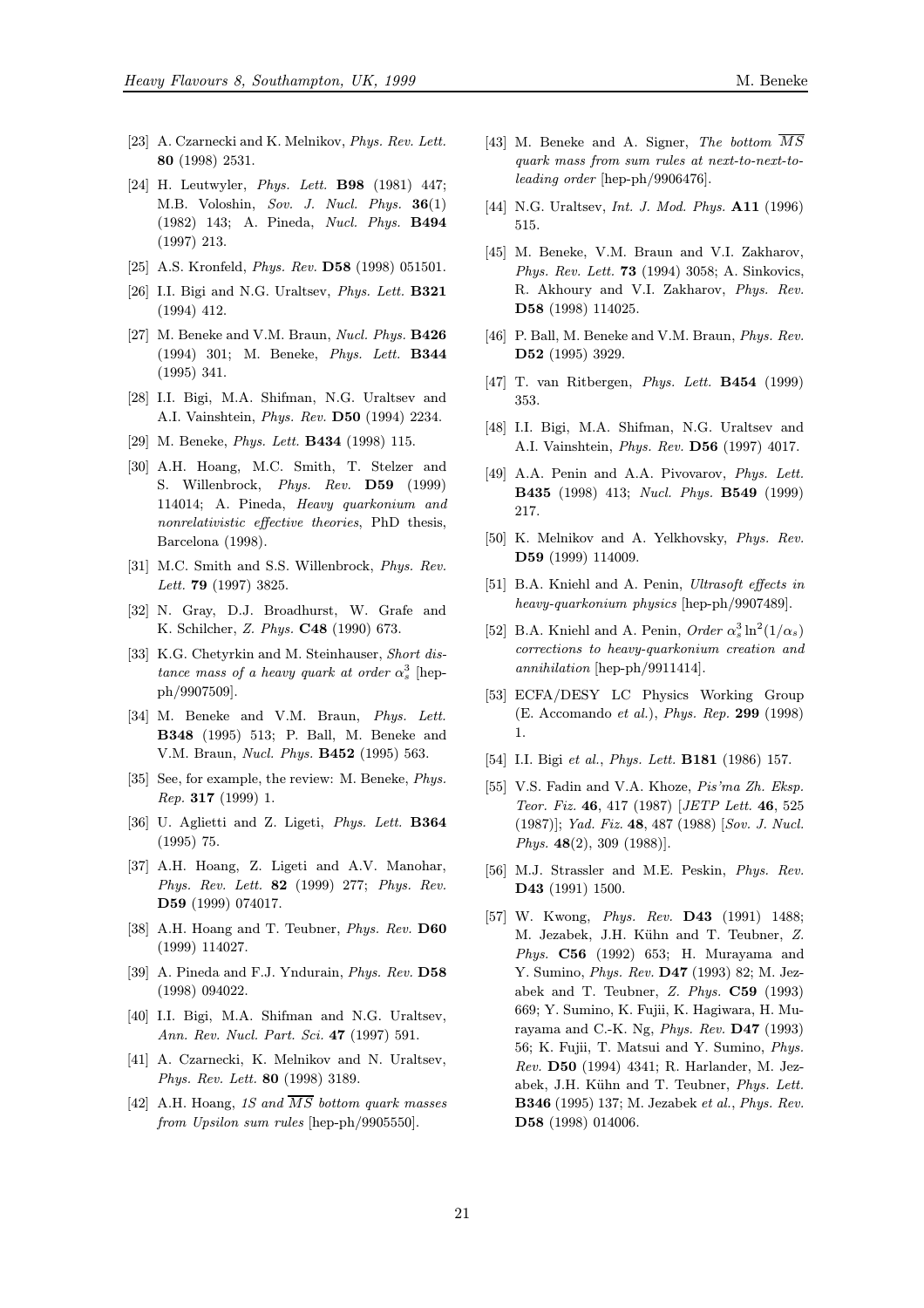[23] A. Czarnecki and K. Melnikov, *Phys. Rev. Lett.* **80** (1998) 2531.

[24] H. Leutwyler, *Phys. Lett.* **B98** (1981) 447; M.B. Voloshin, *Sov. J. Nucl. Phys.* **36**(1) (1982) 143; A. Pineda, *Nucl. Phys.* **B494** (1997) 213.

[25] A.S. Kronfeld, *Phys. Rev.* **D58** (1998) 051501.

[26] I.I. Bigi and N.G. Uraltsev, *Phys. Lett.* **B321** (1994) 412.

[27] M. Beneke and V.M. Braun, *Nucl. Phys.* **B426** (1994) 301; M. Beneke, *Phys. Lett.* **B344** (1995) 341.

[28] I.I. Bigi, M.A. Shifman, N.G. Uraltsev and A.I. Vainshtein, *Phys. Rev.* **D50** (1994) 2234.

[29] M. Beneke, *Phys. Lett.* **B434** (1998) 115.

[30] A.H. Hoang, M.C. Smith, T. Stelzer and S. Willenbrock, *Phys. Rev.* **D59** (1999) 114014; A. Pineda, *Heavy quarkonium and nonrelativistic effective theories*, PhD thesis, Barcelona (1998).

[31] M.C. Smith and S.S. Willenbrock, *Phys. Rev. Lett.* **79** (1997) 3825.

[32] N. Gray, D.J. Broadhurst, W. Grafe and K. Schilcher, *Z. Phys.* **C48** (1990) 673.

[33] K.G. Chetyrkin and M. Steinhauser, *Short distance mass of a heavy quark at order $\alpha_s^3$* [hep-ph/9907509].

[34] M. Beneke and V.M. Braun, *Phys. Lett.* **B348** (1995) 513; P. Ball, M. Beneke and V.M. Braun, *Nucl. Phys.* **B452** (1995) 563.

[35] See, for example, the review: M. Beneke, *Phys. Rep.* **317** (1999) 1.

[36] U. Aglietti and Z. Ligeti, *Phys. Lett.* **B364** (1995) 75.

[37] A.H. Hoang, Z. Ligeti and A.V. Manohar, *Phys. Rev. Lett.* **82** (1999) 277; *Phys. Rev.* **D59** (1999) 074017.

[38] A.H. Hoang and T. Teubner, *Phys. Rev.* **D60** (1999) 114027.

[39] A. Pineda and F.J. Yndurain, *Phys. Rev.* **D58** (1998) 094022.

[40] I.I. Bigi, M.A. Shifman and N.G. Uraltsev, *Ann. Rev. Nucl. Part. Sci.* **47** (1997) 591.

[41] A. Czarnecki, K. Melnikov and N. Uraltsev, *Phys. Rev. Lett.* **80** (1998) 3189.

[42] A.H. Hoang, *1S and $\overline{MS}$ bottom quark masses from Upsilon sum rules* [hep-ph/9905550].

[43] M. Beneke and A. Signer, *The bottom $\overline{MS}$ quark mass from sum rules at next-to-next-to-leading order* [hep-ph/9906476].

[44] N.G. Uraltsev, *Int. J. Mod. Phys.* **A11** (1996) 515.

[45] M. Beneke, V.M. Braun and V.I. Zakharov, *Phys. Rev. Lett.* **73** (1994) 3058; A. Sinkovics, R. Akhoury and V.I. Zakharov, *Phys. Rev.* **D58** (1998) 114025.

[46] P. Ball, M. Beneke and V.M. Braun, *Phys. Rev.* **D52** (1995) 3929.

[47] T. van Ritbergen, *Phys. Lett.* **B454** (1999) 353.

[48] I.I. Bigi, M.A. Shifman, N.G. Uraltsev and A.I. Vainshtein, *Phys. Rev.* **D56** (1997) 4017.

[49] A.A. Penin and A.A. Pivovarov, *Phys. Lett.* **B435** (1998) 413; *Nucl. Phys.* **B549** (1999) 217.

[50] K. Melnikov and A. Yelkhovsky, *Phys. Rev.* **D59** (1999) 114009.

[51] B.A. Kniehl and A. Penin, *Ultrasoft effects in heavy-quarkonium physics* [hep-ph/9907489].

[52] B.A. Kniehl and A. Penin, *Order $\alpha_s^3 \ln^2(1/\alpha_s)$ corrections to heavy-quarkonium creation and annihilation* [hep-ph/9911414].

[53] ECFA/DESY LC Physics Working Group (E. Accomando *et al.*), *Phys. Rep.* **299** (1998) 1.

[54] I.I. Bigi *et al.*, *Phys. Lett.* **B181** (1986) 157.

[55] V.S. Fadin and V.A. Khoze, *Pis'ma Zh. Eksp. Teor. Fiz.* **46**, 417 (1987) [*JETP Lett.* **46**, 525 (1987)]; *Yad. Fiz.* **48**, 487 (1988) [*Sov. J. Nucl. Phys.* **48**(2), 309 (1988)].

[56] M.J. Strassler and M.E. Peskin, *Phys. Rev.* **D43** (1991) 1500.

[57] W. Kwong, *Phys. Rev.* **D43** (1991) 1488; M. Jezabek, J.H. Kühn and T. Teubner, *Z. Phys.* **C56** (1992) 653; H. Murayama and Y. Sumino, *Phys. Rev.* **D47** (1993) 82; M. Jezabek and T. Teubner, *Z. Phys.* **C59** (1993) 669; Y. Sumino, K. Fujii, K. Hagiwara, H. Murayama and C.-K. Ng, *Phys. Rev.* **D47** (1993) 56; K. Fujii, T. Matsui and Y. Sumino, *Phys. Rev.* **D50** (1994) 4341; R. Harlander, M. Jezabek, J.H. Kühn and T. Teubner, *Phys. Lett.* **B346** (1995) 137; M. Jezabek *et al.*, *Phys. Rev.* **D58** (1998) 014006.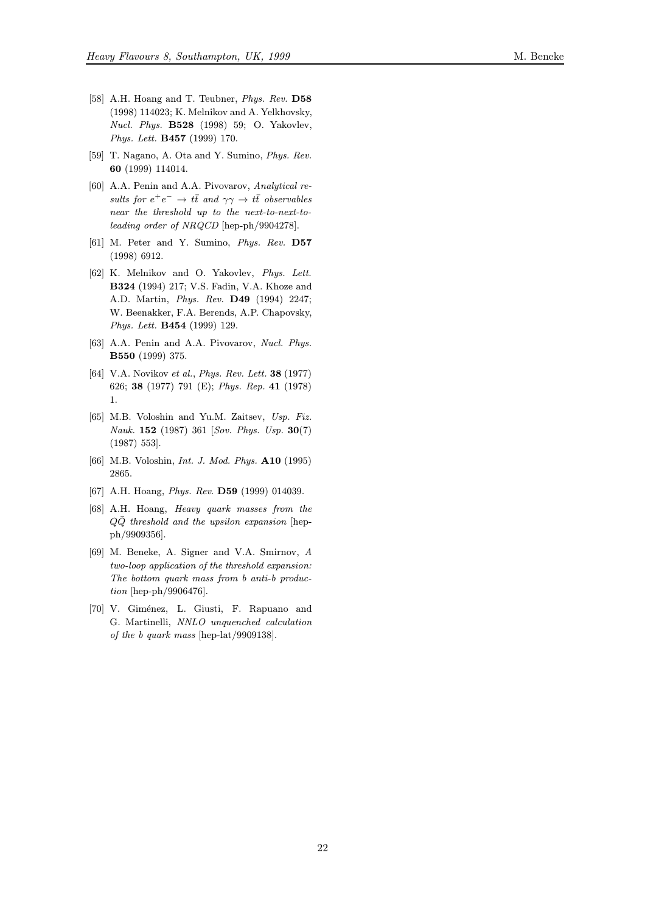[58] A.H. Hoang and T. Teubner, *Phys. Rev.* **D58** (1998) 114023; K. Melnikov and A. Yelkhovsky, *Nucl. Phys.* **B528** (1998) 59; O. Yakovlev, *Phys. Lett.* **B457** (1999) 170.

[59] T. Nagano, A. Ota and Y. Sumino, *Phys. Rev.* **60** (1999) 114014.

[60] A.A. Penin and A.A. Pivovarov, *Analytical results for $e^+e^- \to t\bar{t}$ and $\gamma\gamma \to t\bar{t}$ observables near the threshold up to the next-to-next-to-leading order of NRQCD* [hep-ph/9904278].

[61] M. Peter and Y. Sumino, *Phys. Rev.* **D57** (1998) 6912.

[62] K. Melnikov and O. Yakovlev, *Phys. Lett.* **B324** (1994) 217; V.S. Fadin, V.A. Khoze and A.D. Martin, *Phys. Rev.* **D49** (1994) 2247; W. Beenakker, F.A. Berends, A.P. Chapovsky, *Phys. Lett.* **B454** (1999) 129.

[63] A.A. Penin and A.A. Pivovarov, *Nucl. Phys.* **B550** (1999) 375.

[64] V.A. Novikov *et al.*, *Phys. Rev. Lett.* **38** (1977) 626; **38** (1977) 791 (E); *Phys. Rep.* **41** (1978) 1.

[65] M.B. Voloshin and Yu.M. Zaitsev, *Usp. Fiz. Nauk.* **152** (1987) 361 [*Sov. Phys. Usp.* **30**(7) (1987) 553].

[66] M.B. Voloshin, *Int. J. Mod. Phys.* **A10** (1995) 2865.

[67] A.H. Hoang, *Phys. Rev.* **D59** (1999) 014039.

[68] A.H. Hoang, *Heavy quark masses from the $Q\bar{Q}$ threshold and the upsilon expansion* [hep-ph/9909356].

[69] M. Beneke, A. Signer and V.A. Smirnov, *A two-loop application of the threshold expansion: The bottom quark mass from b anti-b production* [hep-ph/9906476].

[70] V. Giménez, L. Giusti, F. Rapuano and G. Martinelli, *NNLO unquenched calculation of the b quark mass* [hep-lat/9909138].